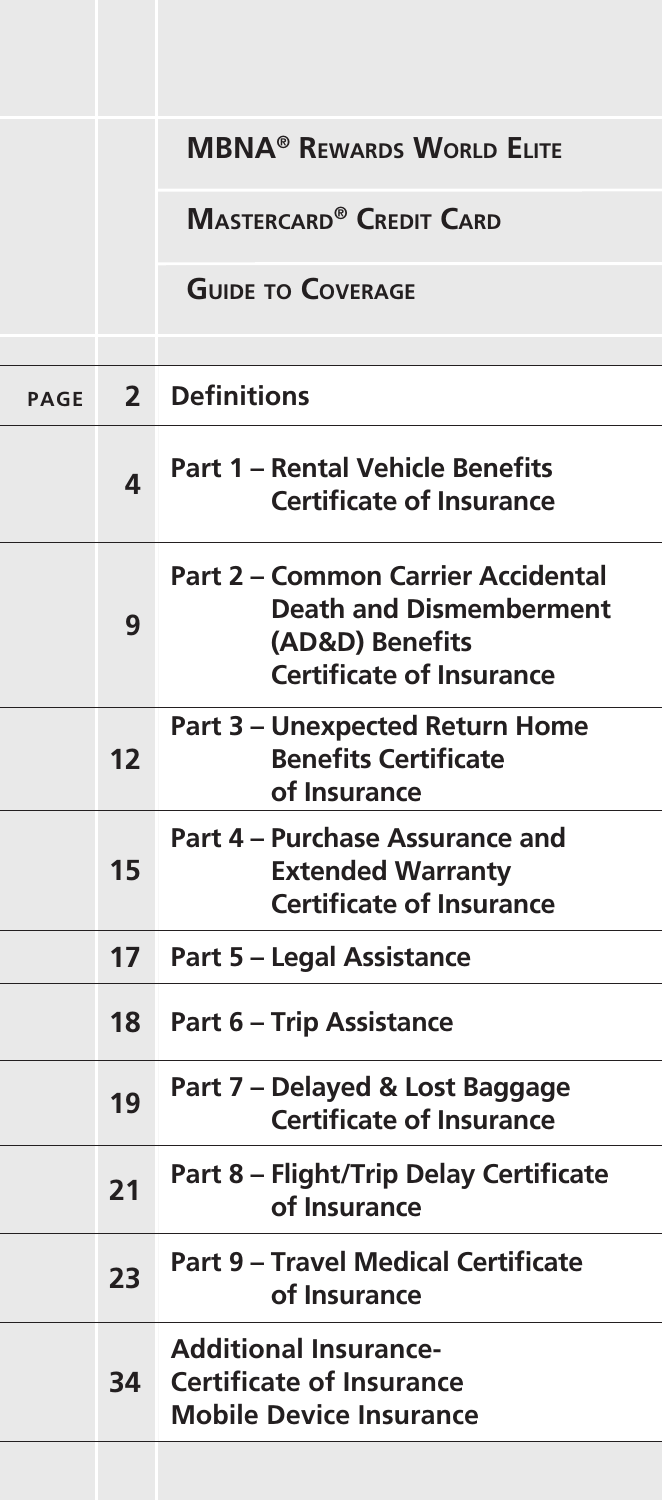# MBNA® Rewards World Elite Mastercard® Credit Card

## Guide to Coverage

| PAGE | | |
|---|---|---|
| | 2 | Definitions |
| | 4 | Part 1 – Rental Vehicle Benefits Certificate of Insurance |
| | 9 | Part 2 – Common Carrier Accidental Death and Dismemberment (AD&D) Benefits Certificate of Insurance |
| | 12 | Part 3 – Unexpected Return Home Benefits Certificate of Insurance |
| | 15 | Part 4 – Purchase Assurance and Extended Warranty Certificate of Insurance |
| | 17 | Part 5 – Legal Assistance |
| | 18 | Part 6 – Trip Assistance |
| | 19 | Part 7 – Delayed & Lost Baggage Certificate of Insurance |
| | 21 | Part 8 – Flight/Trip Delay Certificate of Insurance |
| | 23 | Part 9 – Travel Medical Certificate of Insurance |
| | 34 | Additional Insurance- Certificate of Insurance Mobile Device Insurance |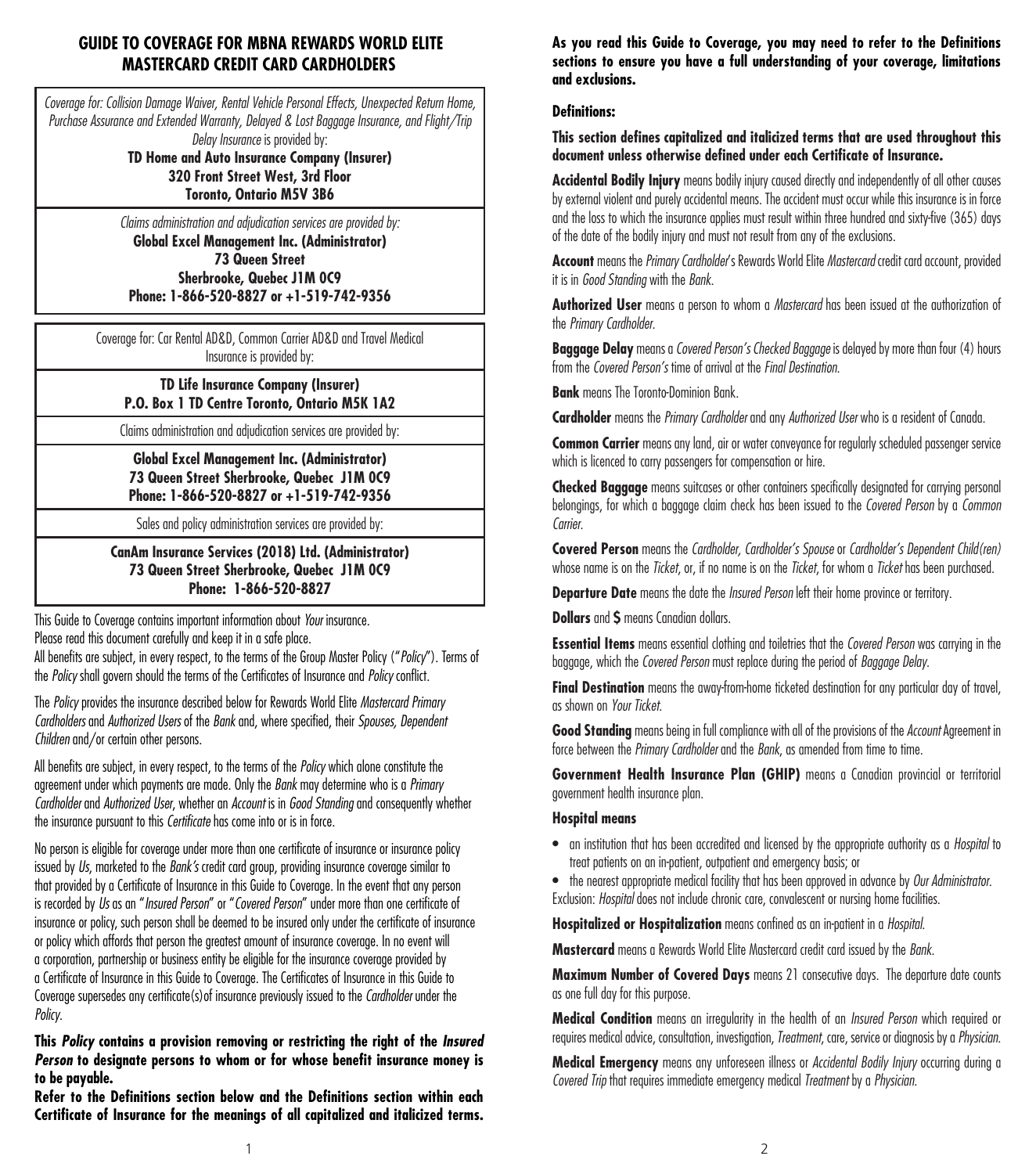## GUIDE TO COVERAGE FOR MBNA REWARDS WORLD ELITE MASTERCARD CREDIT CARD CARDHOLDERS

*Coverage for: Collision Damage Waiver, Rental Vehicle Personal Effects, Unexpected Return Home, Purchase Assurance and Extended Warranty, Delayed & Lost Baggage Insurance, and Flight/Trip Delay Insurance* is provided by:

**TD Home and Auto Insurance Company (Insurer)**
**320 Front Street West, 3rd Floor**
**Toronto, Ontario M5V 3B6**

*Claims administration and adjudication services are provided by:*

**Global Excel Management Inc. (Administrator)**
**73 Queen Street**
**Sherbrooke, Quebec J1M 0C9**
**Phone: 1-866-520-8827 or +1-519-742-9356**

Coverage for: Car Rental AD&D, Common Carrier AD&D and Travel Medical Insurance is provided by:

**TD Life Insurance Company (Insurer)**
**P.O. Box 1 TD Centre Toronto, Ontario M5K 1A2**

Claims administration and adjudication services are provided by:

**Global Excel Management Inc. (Administrator)**
**73 Queen Street Sherbrooke, Quebec J1M 0C9**
**Phone: 1-866-520-8827 or +1-519-742-9356**

Sales and policy administration services are provided by:

**CanAm Insurance Services (2018) Ltd. (Administrator)**
**73 Queen Street Sherbrooke, Quebec J1M 0C9**
**Phone: 1-866-520-8827**

This Guide to Coverage contains important information about *Your* insurance.
Please read this document carefully and keep it in a safe place.
All benefits are subject, in every respect, to the terms of the Group Master Policy ("*Policy*"). Terms of the *Policy* shall govern should the terms of the Certificates of Insurance and *Policy* conflict.

The *Policy* provides the insurance described below for Rewards World Elite *Mastercard Primary Cardholders* and *Authorized Users* of the *Bank* and, where specified, their *Spouses, Dependent Children* and/or certain other persons.

All benefits are subject, in every respect, to the terms of the *Policy* which alone constitute the agreement under which payments are made. Only the *Bank* may determine who is a *Primary Cardholder* and *Authorized User*, whether an *Account* is in *Good Standing* and consequently whether the insurance pursuant to this *Certificate* has come into or is in force.

No person is eligible for coverage under more than one certificate of insurance or insurance policy issued by *Us*, marketed to the *Bank's* credit card group, providing insurance coverage similar to that provided by a Certificate of Insurance in this Guide to Coverage. In the event that any person is recorded by *Us* as an "*Insured Person*" or "*Covered Person*" under more than one certificate of insurance or policy, such person shall be deemed to be insured only under the certificate of insurance or policy which affords that person the greatest amount of insurance coverage. In no event will a corporation, partnership or business entity be eligible for the insurance coverage provided by a Certificate of Insurance in this Guide to Coverage. The Certificates of Insurance in this Guide to Coverage supersedes any certificate(s) of insurance previously issued to the *Cardholder* under the *Policy*.

**This *Policy* contains a provision removing or restricting the right of the *Insured Person* to designate persons to whom or for whose benefit insurance money is to be payable.**

**Refer to the Definitions section below and the Definitions section within each Certificate of Insurance for the meanings of all capitalized and italicized terms.**

**As you read this Guide to Coverage, you may need to refer to the Definitions sections to ensure you have a full understanding of your coverage, limitations and exclusions.**

### Definitions:

**This section defines capitalized and italicized terms that are used throughout this document unless otherwise defined under each Certificate of Insurance.**

**Accidental Bodily Injury** means bodily injury caused directly and independently of all other causes by external violent and purely accidental means. The accident must occur while this insurance is in force and the loss to which the insurance applies must result within three hundred and sixty-five (365) days of the date of the bodily injury and must not result from any of the exclusions.

**Account** means the *Primary Cardholder*'s Rewards World Elite *Mastercard* credit card account, provided it is in *Good Standing* with the *Bank*.

**Authorized User** means a person to whom a *Mastercard* has been issued at the authorization of the *Primary Cardholder*.

**Baggage Delay** means a *Covered Person's Checked Baggage* is delayed by more than four (4) hours from the *Covered Person's* time of arrival at the *Final Destination*.

**Bank** means The Toronto-Dominion Bank.

**Cardholder** means the *Primary Cardholder* and any *Authorized User* who is a resident of Canada.

**Common Carrier** means any land, air or water conveyance for regularly scheduled passenger service which is licenced to carry passengers for compensation or hire.

**Checked Baggage** means suitcases or other containers specifically designated for carrying personal belongings, for which a baggage claim check has been issued to the *Covered Person* by a *Common Carrier*.

**Covered Person** means the *Cardholder, Cardholder's Spouse* or *Cardholder's Dependent Child(ren)* whose name is on the *Ticket*, or, if no name is on the *Ticket*, for whom a *Ticket* has been purchased.

**Departure Date** means the date the *Insured Person* left their home province or territory.

**Dollars** and **$** means Canadian dollars.

**Essential Items** means essential clothing and toiletries that the *Covered Person* was carrying in the baggage, which the *Covered Person* must replace during the period of *Baggage Delay*.

**Final Destination** means the away-from-home ticketed destination for any particular day of travel, as shown on *Your Ticket*.

**Good Standing** means being in full compliance with all of the provisions of the *Account* Agreement in force between the *Primary Cardholder* and the *Bank*, as amended from time to time.

**Government Health Insurance Plan (GHIP)** means a Canadian provincial or territorial government health insurance plan.

**Hospital means**

- an institution that has been accredited and licensed by the appropriate authority as a *Hospital* to treat patients on an in-patient, outpatient and emergency basis; or
- the nearest appropriate medical facility that has been approved in advance by *Our Administrator*.

Exclusion: *Hospital* does not include chronic care, convalescent or nursing home facilities.

**Hospitalized or Hospitalization** means confined as an in-patient in a *Hospital*.

**Mastercard** means a Rewards World Elite Mastercard credit card issued by the *Bank*.

**Maximum Number of Covered Days** means 21 consecutive days. The departure date counts as one full day for this purpose.

**Medical Condition** means an irregularity in the health of an *Insured Person* which required or requires medical advice, consultation, investigation, *Treatment*, care, service or diagnosis by a *Physician*.

**Medical Emergency** means any unforeseen illness or *Accidental Bodily Injury* occurring during a *Covered Trip* that requires immediate emergency medical *Treatment* by a *Physician*.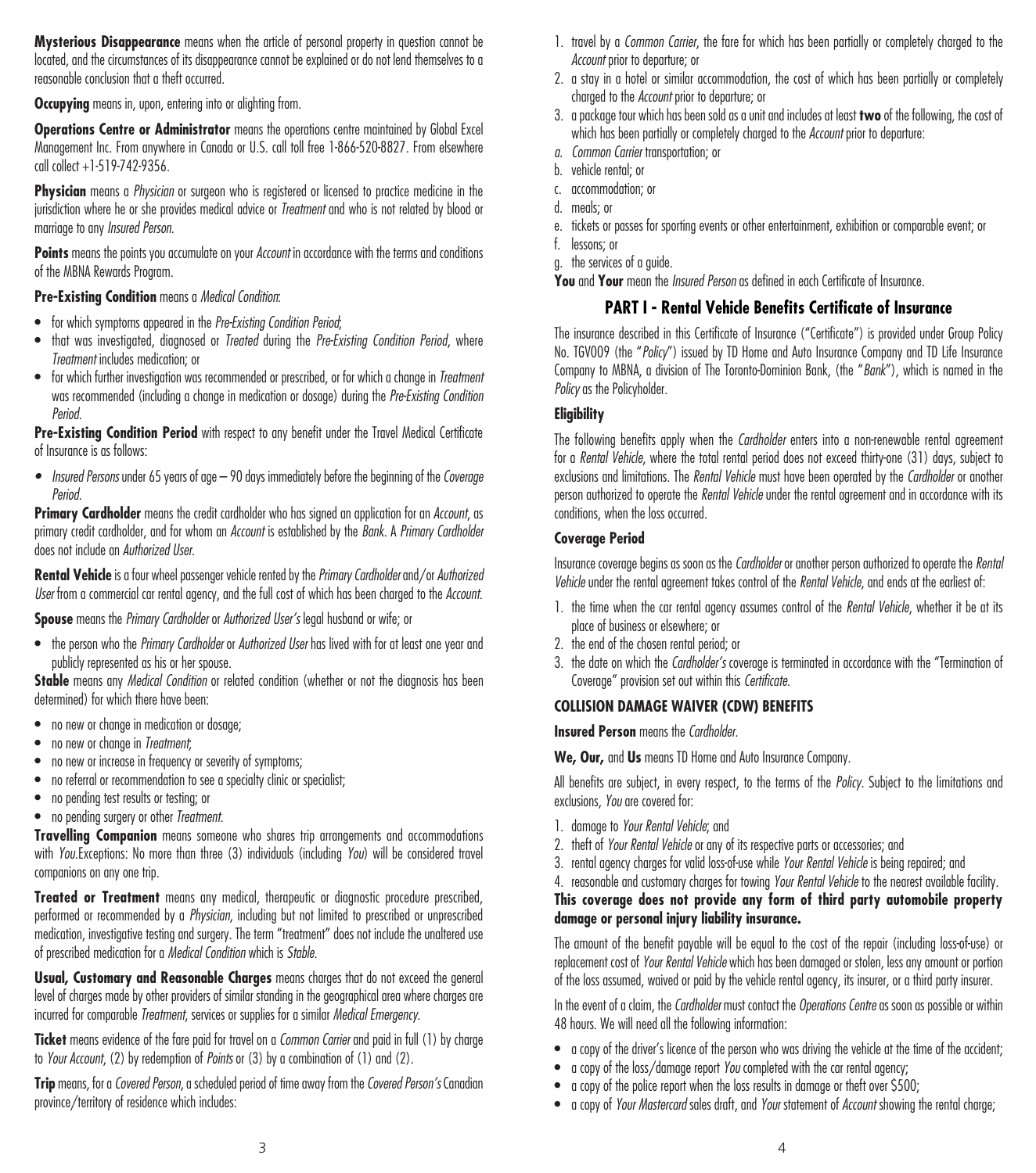**Mysterious Disappearance** means when the article of personal property in question cannot be located, and the circumstances of its disappearance cannot be explained or do not lend themselves to a reasonable conclusion that a theft occurred.

**Occupying** means in, upon, entering into or alighting from.

**Operations Centre or Administrator** means the operations centre maintained by Global Excel Management Inc. From anywhere in Canada or U.S. call toll free 1-866-520-8827. From elsewhere call collect +1-519-742-9356.

**Physician** means a *Physician* or surgeon who is registered or licensed to practice medicine in the jurisdiction where he or she provides medical advice or *Treatment* and who is not related by blood or marriage to any *Insured Person*.

**Points** means the points you accumulate on your *Account* in accordance with the terms and conditions of the MBNA Rewards Program.

**Pre-Existing Condition** means a *Medical Condition*:

- for which symptoms appeared in the *Pre-Existing Condition Period*;
- that was investigated, diagnosed or *Treated* during the *Pre-Existing Condition Period*, where *Treatment* includes medication; or
- for which further investigation was recommended or prescribed, or for which a change in *Treatment* was recommended (including a change in medication or dosage) during the *Pre-Existing Condition Period*.

**Pre-Existing Condition Period** with respect to any benefit under the Travel Medical Certificate of Insurance is as follows:

- *Insured Persons* under 65 years of age – 90 days immediately before the beginning of the *Coverage Period*.

**Primary Cardholder** means the credit cardholder who has signed an application for an *Account*, as primary credit cardholder, and for whom an *Account* is established by the *Bank*. A *Primary Cardholder* does not include an *Authorized User*.

**Rental Vehicle** is a four wheel passenger vehicle rented by the *Primary Cardholder* and/or *Authorized User* from a commercial car rental agency, and the full cost of which has been charged to the *Account*.

**Spouse** means the *Primary Cardholder* or *Authorized User's* legal husband or wife; or

- the person who the *Primary Cardholder* or *Authorized User* has lived with for at least one year and publicly represented as his or her spouse.

**Stable** means any *Medical Condition* or related condition (whether or not the diagnosis has been determined) for which there have been:

- no new or change in medication or dosage;
- no new or change in *Treatment*;
- no new or increase in frequency or severity of symptoms;
- no referral or recommendation to see a specialty clinic or specialist;
- no pending test results or testing; or
- no pending surgery or other *Treatment*.

**Travelling Companion** means someone who shares trip arrangements and accommodations with *You*.Exceptions: No more than three (3) individuals (including *You*) will be considered travel companions on any one trip.

**Treated or Treatment** means any medical, therapeutic or diagnostic procedure prescribed, performed or recommended by a *Physician*, including but not limited to prescribed or unprescribed medication, investigative testing and surgery. The term "treatment" does not include the unaltered use of prescribed medication for a *Medical Condition* which is *Stable*.

**Usual, Customary and Reasonable Charges** means charges that do not exceed the general level of charges made by other providers of similar standing in the geographical area where charges are incurred for comparable *Treatment*, services or supplies for a similar *Medical Emergency*.

**Ticket** means evidence of the fare paid for travel on a *Common Carrier* and paid in full (1) by charge to *Your Account*, (2) by redemption of *Points* or (3) by a combination of (1) and (2).

**Trip** means, for a *Covered Person*, a scheduled period of time away from the *Covered Person's* Canadian province/territory of residence which includes:

1. travel by a *Common Carrier*, the fare for which has been partially or completely charged to the *Account* prior to departure; or
2. a stay in a hotel or similar accommodation, the cost of which has been partially or completely charged to the *Account* prior to departure; or
3. a package tour which has been sold as a unit and includes at least **two** of the following, the cost of which has been partially or completely charged to the *Account* prior to departure:

a. *Common Carrier* transportation; or
b. vehicle rental; or
c. accommodation; or
d. meals; or
e. tickets or passes for sporting events or other entertainment, exhibition or comparable event; or
f. lessons; or
g. the services of a guide.

**You** and **Your** mean the *Insured Person* as defined in each Certificate of Insurance.

## PART I - Rental Vehicle Benefits Certificate of Insurance

The insurance described in this Certificate of Insurance ("Certificate") is provided under Group Policy No. TGV009 (the "*Policy*") issued by TD Home and Auto Insurance Company and TD Life Insurance Company to MBNA, a division of The Toronto-Dominion Bank, (the "*Bank*"), which is named in the *Policy* as the Policyholder.

### Eligibility

The following benefits apply when the *Cardholder* enters into a non-renewable rental agreement for a *Rental Vehicle*, where the total rental period does not exceed thirty-one (31) days, subject to exclusions and limitations. The *Rental Vehicle* must have been operated by the *Cardholder* or another person authorized to operate the *Rental Vehicle* under the rental agreement and in accordance with its conditions, when the loss occurred.

### Coverage Period

Insurance coverage begins as soon as the *Cardholder* or another person authorized to operate the *Rental Vehicle* under the rental agreement takes control of the *Rental Vehicle*, and ends at the earliest of:

1. the time when the car rental agency assumes control of the *Rental Vehicle*, whether it be at its place of business or elsewhere; or
2. the end of the chosen rental period; or
3. the date on which the *Cardholder's* coverage is terminated in accordance with the "Termination of Coverage" provision set out within this *Certificate*.

### COLLISION DAMAGE WAIVER (CDW) BENEFITS

**Insured Person** means the *Cardholder*.

**We, Our,** and **Us** means TD Home and Auto Insurance Company.

All benefits are subject, in every respect, to the terms of the *Policy*. Subject to the limitations and exclusions, *You* are covered for:

1. damage to *Your Rental Vehicle*; and
2. theft of *Your Rental Vehicle* or any of its respective parts or accessories; and
3. rental agency charges for valid loss-of-use while *Your Rental Vehicle* is being repaired; and
4. reasonable and customary charges for towing *Your Rental Vehicle* to the nearest available facility.

**This coverage does not provide any form of third party automobile property damage or personal injury liability insurance.**

The amount of the benefit payable will be equal to the cost of the repair (including loss-of-use) or replacement cost of *Your Rental Vehicle* which has been damaged or stolen, less any amount or portion of the loss assumed, waived or paid by the vehicle rental agency, its insurer, or a third party insurer.

In the event of a claim, the *Cardholder* must contact the *Operations Centre* as soon as possible or within 48 hours. We will need all the following information:

- a copy of the driver's licence of the person who was driving the vehicle at the time of the accident;
- a copy of the loss/damage report *You* completed with the car rental agency;
- a copy of the police report when the loss results in damage or theft over $500;
- a copy of *Your Mastercard* sales draft, and *Your* statement of *Account* showing the rental charge;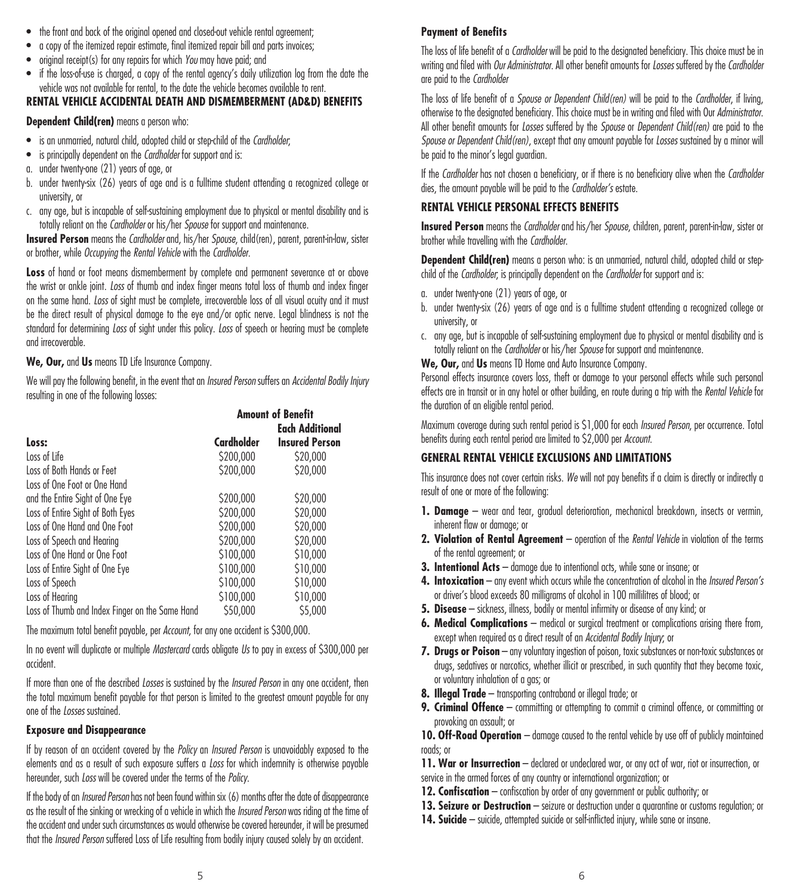- the front and back of the original opened and closed-out vehicle rental agreement;
- a copy of the itemized repair estimate, final itemized repair bill and parts invoices;
- original receipt(s) for any repairs for which *You* may have paid; and
- if the loss-of-use is charged, a copy of the rental agency's daily utilization log from the date the vehicle was not available for rental, to the date the vehicle becomes available to rent.

## RENTAL VEHICLE ACCIDENTAL DEATH AND DISMEMBERMENT (AD&D) BENEFITS

**Dependent Child(ren)** means a person who:

- is an unmarried, natural child, adopted child or step-child of the *Cardholder*;
- is principally dependent on the *Cardholder* for support and is:

a. under twenty-one (21) years of age, or

b. under twenty-six (26) years of age and is a fulltime student attending a recognized college or university, or

c. any age, but is incapable of self-sustaining employment due to physical or mental disability and is totally reliant on the *Cardholder* or his/her *Spouse* for support and maintenance.

**Insured Person** means the *Cardholder* and, his/her *Spouse*, child(ren), parent, parent-in-law, sister or brother, while *Occupying* the *Rental Vehicle* with the *Cardholder*.

**Loss** of hand or foot means dismemberment by complete and permanent severance at or above the wrist or ankle joint. *Loss* of thumb and index finger means total loss of thumb and index finger on the same hand. *Loss* of sight must be complete, irrecoverable loss of all visual acuity and it must be the direct result of physical damage to the eye and/or optic nerve. Legal blindness is not the standard for determining *Loss* of sight under this policy. *Loss* of speech or hearing must be complete and irrecoverable.

**We, Our,** and **Us** means TD Life Insurance Company.

We will pay the following benefit, in the event that an *Insured Person* suffers an *Accidental Bodily Injury* resulting in one of the following losses:

| Loss: | Amount of Benefit<br>Cardholder | Each Additional Insured Person |
|---|---|---|
| Loss of Life | \$200,000 | \$20,000 |
| Loss of Both Hands or Feet | \$200,000 | \$20,000 |
| Loss of One Foot or One Hand and the Entire Sight of One Eye | \$200,000 | \$20,000 |
| Loss of Entire Sight of Both Eyes | \$200,000 | \$20,000 |
| Loss of One Hand and One Foot | \$200,000 | \$20,000 |
| Loss of Speech and Hearing | \$200,000 | \$20,000 |
| Loss of One Hand or One Foot | \$100,000 | \$10,000 |
| Loss of Entire Sight of One Eye | \$100,000 | \$10,000 |
| Loss of Speech | \$100,000 | \$10,000 |
| Loss of Hearing | \$100,000 | \$10,000 |
| Loss of Thumb and Index Finger on the Same Hand | \$50,000 | \$5,000 |

The maximum total benefit payable, per *Account*, for any one accident is \$300,000.

In no event will duplicate or multiple *Mastercard* cards obligate *Us* to pay in excess of \$300,000 per accident.

If more than one of the described *Losses* is sustained by the *Insured Person* in any one accident, then the total maximum benefit payable for that person is limited to the greatest amount payable for any one of the *Losses* sustained.

### Exposure and Disappearance

If by reason of an accident covered by the *Policy* an *Insured Person* is unavoidably exposed to the elements and as a result of such exposure suffers a *Loss* for which indemnity is otherwise payable hereunder, such *Loss* will be covered under the terms of the *Policy*.

If the body of an *Insured Person* has not been found within six (6) months after the date of disappearance as the result of the sinking or wrecking of a vehicle in which the *Insured Person* was riding at the time of the accident and under such circumstances as would otherwise be covered hereunder, it will be presumed that the *Insured Person* suffered Loss of Life resulting from bodily injury caused solely by an accident.

### Payment of Benefits

The loss of life benefit of a *Cardholder* will be paid to the designated beneficiary. This choice must be in writing and filed with *Our Administrator*. All other benefit amounts for *Losses* suffered by the *Cardholder* are paid to the *Cardholder*

The loss of life benefit of a *Spouse or Dependent Child(ren)* will be paid to the *Cardholder*, if living, otherwise to the designated beneficiary. This choice must be in writing and filed with Our *Administrator*. All other benefit amounts for *Losses* suffered by the *Spouse* or *Dependent Child(ren)* are paid to the *Spouse or Dependent Child(ren)*, except that any amount payable for *Losses* sustained by a minor will be paid to the minor's legal guardian.

If the *Cardholder* has not chosen a beneficiary, or if there is no beneficiary alive when the *Cardholder* dies, the amount payable will be paid to the *Cardholder's* estate.

## RENTAL VEHICLE PERSONAL EFFECTS BENEFITS

**Insured Person** means the *Cardholder* and his/her *Spouse*, children, parent, parent-in-law, sister or brother while travelling with the *Cardholder*.

**Dependent Child(ren)** means a person who: is an unmarried, natural child, adopted child or step-child of the *Cardholder*, is principally dependent on the *Cardholder* for support and is:

a. under twenty-one (21) years of age, or

b. under twenty-six (26) years of age and is a fulltime student attending a recognized college or university, or

c. any age, but is incapable of self-sustaining employment due to physical or mental disability and is totally reliant on the *Cardholder* or his/her *Spouse* for support and maintenance.

**We, Our,** and **Us** means TD Home and Auto Insurance Company.

Personal effects insurance covers loss, theft or damage to your personal effects while such personal effects are in transit or in any hotel or other building, en route during a trip with the *Rental Vehicle* for the duration of an eligible rental period.

Maximum coverage during such rental period is \$1,000 for each *Insured Person*, per occurrence. Total benefits during each rental period are limited to \$2,000 per *Account*.

## GENERAL RENTAL VEHICLE EXCLUSIONS AND LIMITATIONS

This insurance does not cover certain risks. *We* will not pay benefits if a claim is directly or indirectly a result of one or more of the following:

1. **Damage** – wear and tear, gradual deterioration, mechanical breakdown, insects or vermin, inherent flaw or damage; or
2. **Violation of Rental Agreement** – operation of the *Rental Vehicle* in violation of the terms of the rental agreement; or
3. **Intentional Acts** – damage due to intentional acts, while sane or insane; or
4. **Intoxication** – any event which occurs while the concentration of alcohol in the *Insured Person's* or driver's blood exceeds 80 milligrams of alcohol in 100 millilitres of blood; or
5. **Disease** – sickness, illness, bodily or mental infirmity or disease of any kind; or
6. **Medical Complications** – medical or surgical treatment or complications arising there from, except when required as a direct result of an *Accidental Bodily Injury*; or
7. **Drugs or Poison** – any voluntary ingestion of poison, toxic substances or non-toxic substances or drugs, sedatives or narcotics, whether illicit or prescribed, in such quantity that they become toxic, or voluntary inhalation of a gas; or
8. **Illegal Trade** – transporting contraband or illegal trade; or
9. **Criminal Offence** – committing or attempting to commit a criminal offence, or committing or provoking an assault; or
10. **Off-Road Operation** – damage caused to the rental vehicle by use off of publicly maintained roads; or
11. **War or Insurrection** – declared or undeclared war, or any act of war, riot or insurrection, or service in the armed forces of any country or international organization; or
12. **Confiscation** – confiscation by order of any government or public authority; or
13. **Seizure or Destruction** – seizure or destruction under a quarantine or customs regulation; or
14. **Suicide** – suicide, attempted suicide or self-inflicted injury, while sane or insane.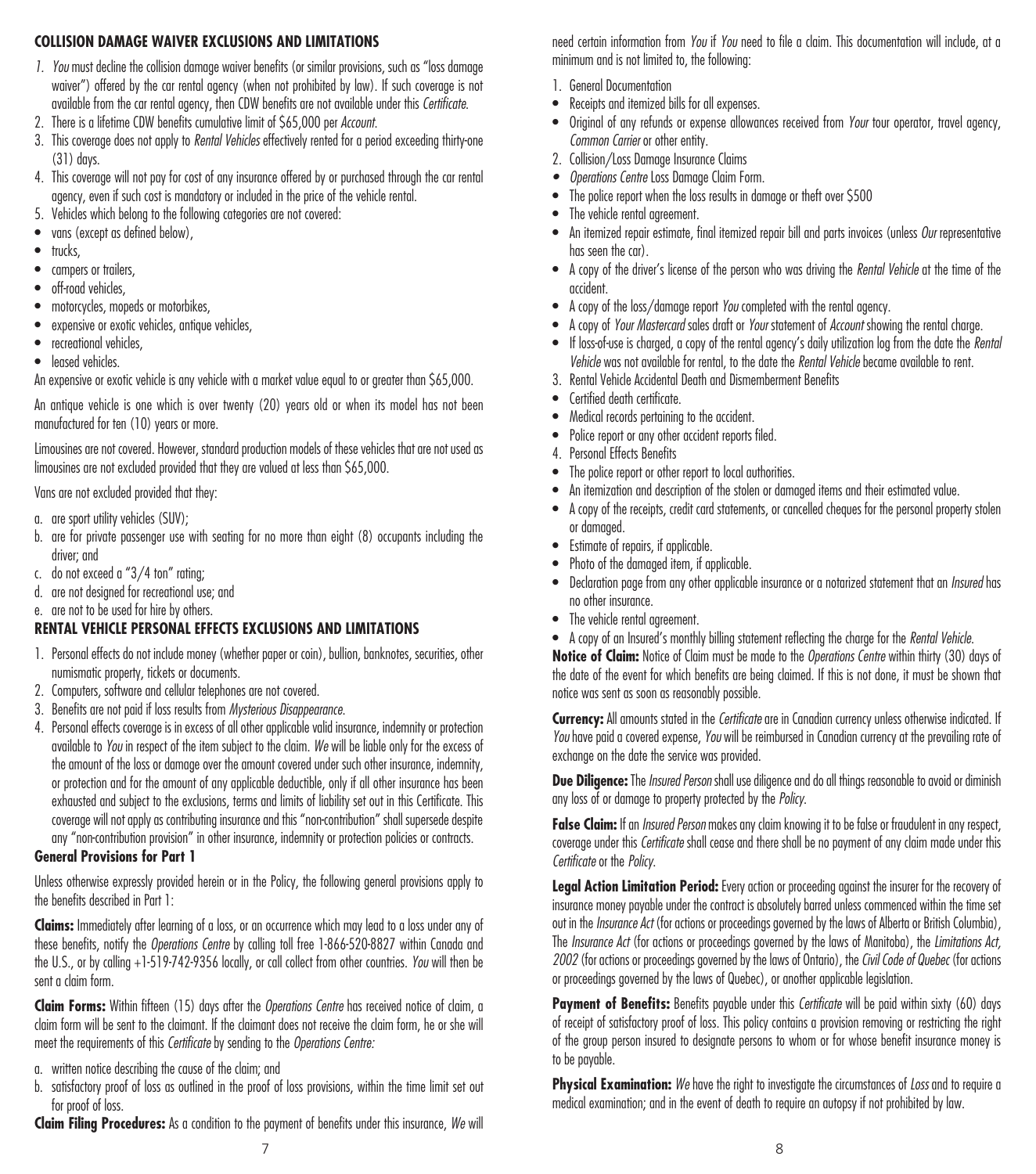### COLLISION DAMAGE WAIVER EXCLUSIONS AND LIMITATIONS

1. *You* must decline the collision damage waiver benefits (or similar provisions, such as "loss damage waiver") offered by the car rental agency (when not prohibited by law). If such coverage is not available from the car rental agency, then CDW benefits are not available under this *Certificate.*
2. There is a lifetime CDW benefits cumulative limit of $65,000 per *Account.*
3. This coverage does not apply to *Rental Vehicles* effectively rented for a period exceeding thirty-one (31) days.
4. This coverage will not pay for cost of any insurance offered by or purchased through the car rental agency, even if such cost is mandatory or included in the price of the vehicle rental.
5. Vehicles which belong to the following categories are not covered:

- vans (except as defined below),
- trucks,
- campers or trailers,
- off-road vehicles,
- motorcycles, mopeds or motorbikes,
- expensive or exotic vehicles, antique vehicles,
- recreational vehicles,
- leased vehicles.

An expensive or exotic vehicle is any vehicle with a market value equal to or greater than $65,000.

An antique vehicle is one which is over twenty (20) years old or when its model has not been manufactured for ten (10) years or more.

Limousines are not covered. However, standard production models of these vehicles that are not used as limousines are not excluded provided that they are valued at less than $65,000.

Vans are not excluded provided that they:

a. are sport utility vehicles (SUV);
b. are for private passenger use with seating for no more than eight (8) occupants including the driver; and
c. do not exceed a "3/4 ton" rating;
d. are not designed for recreational use; and
e. are not to be used for hire by others.

### RENTAL VEHICLE PERSONAL EFFECTS EXCLUSIONS AND LIMITATIONS

1. Personal effects do not include money (whether paper or coin), bullion, banknotes, securities, other numismatic property, tickets or documents.
2. Computers, software and cellular telephones are not covered.
3. Benefits are not paid if loss results from *Mysterious Disappearance.*
4. Personal effects coverage is in excess of all other applicable valid insurance, indemnity or protection available to *You* in respect of the item subject to the claim. *We* will be liable only for the excess of the amount of the loss or damage over the amount covered under such other insurance, indemnity, or protection and for the amount of any applicable deductible, only if all other insurance has been exhausted and subject to the exclusions, terms and limits of liability set out in this Certificate. This coverage will not apply as contributing insurance and this "non-contribution" shall supersede despite any "non-contribution provision" in other insurance, indemnity or protection policies or contracts.

#### General Provisions for Part 1

Unless otherwise expressly provided herein or in the Policy, the following general provisions apply to the benefits described in Part 1:

**Claims:** Immediately after learning of a loss, or an occurrence which may lead to a loss under any of these benefits, notify the *Operations Centre* by calling toll free 1-866-520-8827 within Canada and the U.S., or by calling +1-519-742-9356 locally, or call collect from other countries. *You* will then be sent a claim form.

**Claim Forms:** Within fifteen (15) days after the *Operations Centre* has received notice of claim, a claim form will be sent to the claimant. If the claimant does not receive the claim form, he or she will meet the requirements of this *Certificate* by sending to the *Operations Centre:*

a. written notice describing the cause of the claim; and
b. satisfactory proof of loss as outlined in the proof of loss provisions, within the time limit set out for proof of loss.

**Claim Filing Procedures:** As a condition to the payment of benefits under this insurance, *We* will need certain information from *You* if *You* need to file a claim. This documentation will include, at a minimum and is not limited to, the following:

1. General Documentation

- Receipts and itemized bills for all expenses.
- Original of any refunds or expense allowances received from *Your* tour operator, travel agency, *Common Carrier* or other entity.

2. Collision/Loss Damage Insurance Claims

- *Operations Centre* Loss Damage Claim Form.
- The police report when the loss results in damage or theft over $500
- The vehicle rental agreement.
- An itemized repair estimate, final itemized repair bill and parts invoices (unless *Our* representative has seen the car).
- A copy of the driver's license of the person who was driving the *Rental Vehicle* at the time of the accident.
- A copy of the loss/damage report *You* completed with the rental agency.
- A copy of *Your Mastercard* sales draft or *Your* statement of *Account* showing the rental charge.
- If loss-of-use is charged, a copy of the rental agency's daily utilization log from the date the *Rental Vehicle* was not available for rental, to the date the *Rental Vehicle* became available to rent.

3. Rental Vehicle Accidental Death and Dismemberment Benefits

- Certified death certificate.
- Medical records pertaining to the accident.
- Police report or any other accident reports filed.

4. Personal Effects Benefits

- The police report or other report to local authorities.
- An itemization and description of the stolen or damaged items and their estimated value.
- A copy of the receipts, credit card statements, or cancelled cheques for the personal property stolen or damaged.
- Estimate of repairs, if applicable.
- Photo of the damaged item, if applicable.
- Declaration page from any other applicable insurance or a notarized statement that an *Insured* has no other insurance.
- The vehicle rental agreement.
- A copy of an Insured's monthly billing statement reflecting the charge for the *Rental Vehicle.*

**Notice of Claim:** Notice of Claim must be made to the *Operations Centre* within thirty (30) days of the date of the event for which benefits are being claimed. If this is not done, it must be shown that notice was sent as soon as reasonably possible.

**Currency:** All amounts stated in the *Certificate* are in Canadian currency unless otherwise indicated. If *You* have paid a covered expense, *You* will be reimbursed in Canadian currency at the prevailing rate of exchange on the date the service was provided.

**Due Diligence:** The *Insured Person* shall use diligence and do all things reasonable to avoid or diminish any loss of or damage to property protected by the *Policy.*

**False Claim:** If an *Insured Person* makes any claim knowing it to be false or fraudulent in any respect, coverage under this *Certificate* shall cease and there shall be no payment of any claim made under this *Certificate* or the *Policy.*

**Legal Action Limitation Period:** Every action or proceeding against the insurer for the recovery of insurance money payable under the contract is absolutely barred unless commenced within the time set out in the *Insurance Act* (for actions or proceedings governed by the laws of Alberta or British Columbia), The *Insurance Act* (for actions or proceedings governed by the laws of Manitoba), the *Limitations Act, 2002* (for actions or proceedings governed by the laws of Ontario), the *Civil Code of Quebec* (for actions or proceedings governed by the laws of Quebec), or another applicable legislation.

**Payment of Benefits:** Benefits payable under this *Certificate* will be paid within sixty (60) days of receipt of satisfactory proof of loss. This policy contains a provision removing or restricting the right of the group person insured to designate persons to whom or for whose benefit insurance money is to be payable.

**Physical Examination:** *We* have the right to investigate the circumstances of *Loss* and to require a medical examination; and in the event of death to require an autopsy if not prohibited by law.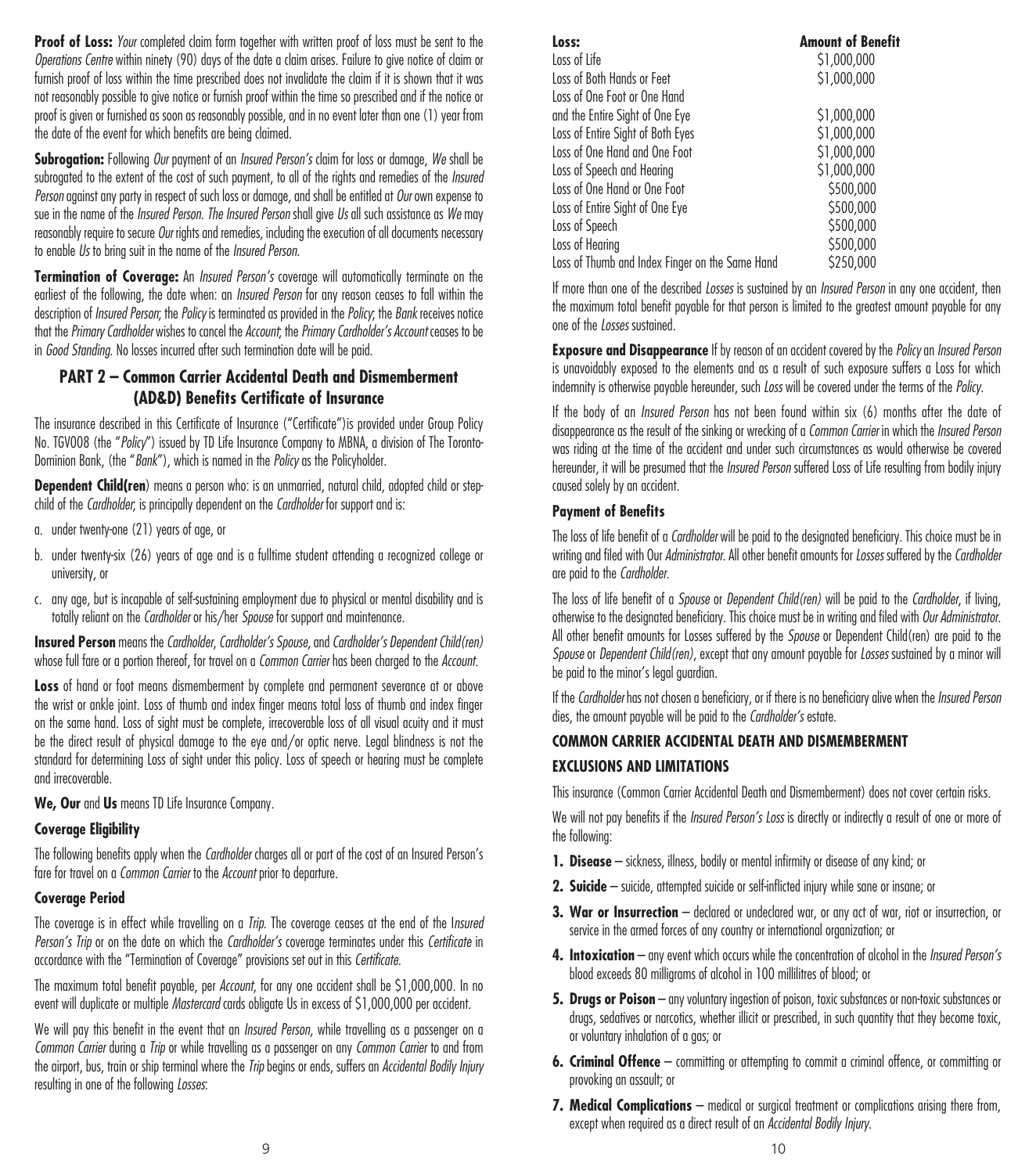**Proof of Loss:** *Your* completed claim form together with written proof of loss must be sent to the *Operations Centre* within ninety (90) days of the date a claim arises. Failure to give notice of claim or furnish proof of loss within the time prescribed does not invalidate the claim if it is shown that it was not reasonably possible to give notice or furnish proof within the time so prescribed and if the notice or proof is given or furnished as soon as reasonably possible, and in no event later than one (1) year from the date of the event for which benefits are being claimed.

**Subrogation:** Following *Our* payment of an *Insured Person's* claim for loss or damage, *We* shall be subrogated to the extent of the cost of such payment, to all of the rights and remedies of the *Insured Person* against any party in respect of such loss or damage, and shall be entitled at *Our* own expense to sue in the name of the *Insured Person*. *The Insured Person* shall give *Us* all such assistance as *We* may reasonably require to secure *Our* rights and remedies, including the execution of all documents necessary to enable *Us* to bring suit in the name of the *Insured Person*.

**Termination of Coverage:** An *Insured Person's* coverage will automatically terminate on the earliest of the following, the date when: an *Insured Person* for any reason ceases to fall within the description of *Insured Person*; the *Policy* is terminated as provided in the *Policy*; the *Bank* receives notice that the *Primary Cardholder* wishes to cancel the *Account*; the *Primary Cardholder's Account* ceases to be in *Good Standing*. No losses incurred after such termination date will be paid.

## PART 2 – Common Carrier Accidental Death and Dismemberment (AD&D) Benefits Certificate of Insurance

The insurance described in this Certificate of Insurance ("Certificate")is provided under Group Policy No. TGV008 (the "*Policy*") issued by TD Life Insurance Company to MBNA, a division of The Toronto-Dominion Bank, (the "*Bank*"), which is named in the *Policy* as the Policyholder.

**Dependent Child(ren**) means a person who: is an unmarried, natural child, adopted child or step-child of the *Cardholder*; is principally dependent on the *Cardholder* for support and is:

a. under twenty-one (21) years of age, or

b. under twenty-six (26) years of age and is a fulltime student attending a recognized college or university, or

c. any age, but is incapable of self-sustaining employment due to physical or mental disability and is totally reliant on the *Cardholder* or his/her *Spouse* for support and maintenance.

**Insured Person** means the *Cardholder*, *Cardholder's Spouse*, and *Cardholder's Dependent Child(ren)* whose full fare or a portion thereof, for travel on a *Common Carrier* has been charged to the *Account*.

**Loss** of hand or foot means dismemberment by complete and permanent severance at or above the wrist or ankle joint. Loss of thumb and index finger means total loss of thumb and index finger on the same hand. Loss of sight must be complete, irrecoverable loss of all visual acuity and it must be the direct result of physical damage to the eye and/or optic nerve. Legal blindness is not the standard for determining Loss of sight under this policy. Loss of speech or hearing must be complete and irrecoverable.

**We, Our** and **Us** means TD Life Insurance Company.

### Coverage Eligibility

The following benefits apply when the *Cardholder* charges all or part of the cost of an Insured Person's fare for travel on a *Common Carrier* to the *Account* prior to departure.

### Coverage Period

The coverage is in effect while travelling on a *Trip*. The coverage ceases at the end of the I*nsured Person's Trip* or on the date on which the *Cardholder's* coverage terminates under this *Certificate* in accordance with the "Termination of Coverage" provisions set out in this *Certificate*.

The maximum total benefit payable, per *Account*, for any one accident shall be $1,000,000. In no event will duplicate or multiple *Mastercard* cards obligate Us in excess of $1,000,000 per accident.

We will pay this benefit in the event that an *Insured Person*, while travelling as a passenger on a *Common Carrier* during a *Trip* or while travelling as a passenger on any *Common Carrier* to and from the airport, bus, train or ship terminal where the *Trip* begins or ends, suffers an *Accidental Bodily Injury* resulting in one of the following *Losses*:

| Loss: | Amount of Benefit |
|---|---|
| Loss of Life | $1,000,000 |
| Loss of Both Hands or Feet | $1,000,000 |
| Loss of One Foot or One Hand and the Entire Sight of One Eye | $1,000,000 |
| Loss of Entire Sight of Both Eyes | $1,000,000 |
| Loss of One Hand and One Foot | $1,000,000 |
| Loss of Speech and Hearing | $1,000,000 |
| Loss of One Hand or One Foot | $500,000 |
| Loss of Entire Sight of One Eye | $500,000 |
| Loss of Speech | $500,000 |
| Loss of Hearing | $500,000 |
| Loss of Thumb and Index Finger on the Same Hand | $250,000 |

If more than one of the described *Losses* is sustained by an *Insured Person* in any one accident, then the maximum total benefit payable for that person is limited to the greatest amount payable for any one of the *Losses* sustained.

**Exposure and Disappearance** If by reason of an accident covered by the *Policy* an *Insured Person* is unavoidably exposed to the elements and as a result of such exposure suffers a Loss for which indemnity is otherwise payable hereunder, such *Loss* will be covered under the terms of the *Policy*.

If the body of an *Insured Person* has not been found within six (6) months after the date of disappearance as the result of the sinking or wrecking of a *Common Carrier* in which the *Insured Person* was riding at the time of the accident and under such circumstances as would otherwise be covered hereunder, it will be presumed that the *Insured Person* suffered Loss of Life resulting from bodily injury caused solely by an accident.

### Payment of Benefits

The loss of life benefit of a *Cardholder* will be paid to the designated beneficiary. This choice must be in writing and filed with Our *Administrator*. All other benefit amounts for *Losses* suffered by the *Cardholder* are paid to the *Cardholder*.

The loss of life benefit of a *Spouse* or *Dependent Child(ren)* will be paid to the *Cardholder*, if living, otherwise to the designated beneficiary. This choice must be in writing and filed with *Our Administrator*. All other benefit amounts for Losses suffered by the *Spouse* or Dependent Child(ren) are paid to the *Spouse* or *Dependent Child(ren)*, except that any amount payable for *Losses* sustained by a minor will be paid to the minor's legal guardian.

If the *Cardholder* has not chosen a beneficiary, or if there is no beneficiary alive when the *Insured Person* dies, the amount payable will be paid to the *Cardholder's* estate.

### COMMON CARRIER ACCIDENTAL DEATH AND DISMEMBERMENT EXCLUSIONS AND LIMITATIONS

This insurance (Common Carrier Accidental Death and Dismemberment) does not cover certain risks.

We will not pay benefits if the *Insured Person's Loss* is directly or indirectly a result of one or more of the following:

1. **Disease** – sickness, illness, bodily or mental infirmity or disease of any kind; or
2. **Suicide** – suicide, attempted suicide or self-inflicted injury while sane or insane; or
3. **War or Insurrection** – declared or undeclared war, or any act of war, riot or insurrection, or service in the armed forces of any country or international organization; or
4. **Intoxication** – any event which occurs while the concentration of alcohol in the *Insured Person's* blood exceeds 80 milligrams of alcohol in 100 millilitres of blood; or
5. **Drugs or Poison** – any voluntary ingestion of poison, toxic substances or non-toxic substances or drugs, sedatives or narcotics, whether illicit or prescribed, in such quantity that they become toxic, or voluntary inhalation of a gas; or
6. **Criminal Offence** – committing or attempting to commit a criminal offence, or committing or provoking an assault; or
7. **Medical Complications** – medical or surgical treatment or complications arising there from, except when required as a direct result of an *Accidental Bodily Injury*.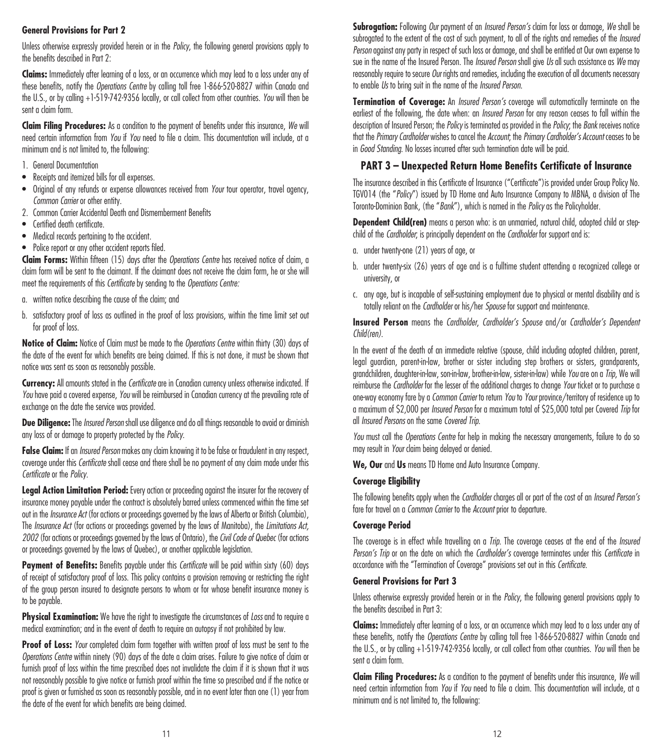**General Provisions for Part 2**

Unless otherwise expressly provided herein or in the *Policy*, the following general provisions apply to the benefits described in Part 2:

**Claims:** Immediately after learning of a loss, or an occurrence which may lead to a loss under any of these benefits, notify the *Operations Centre* by calling toll free 1-866-520-8827 within Canada and the U.S., or by calling +1-519-742-9356 locally, or call collect from other countries. *You* will then be sent a claim form.

**Claim Filing Procedures:** As a condition to the payment of benefits under this insurance, *We* will need certain information from *You* if *You* need to file a claim. This documentation will include, at a minimum and is not limited to, the following:

1. General Documentation
- Receipts and itemized bills for all expenses.
- Original of any refunds or expense allowances received from *Your* tour operator, travel agency, *Common Carrier* or other entity.
2. Common Carrier Accidental Death and Dismemberment Benefits
- Certified death certificate.
- Medical records pertaining to the accident.
- Police report or any other accident reports filed.

**Claim Forms:** Within fifteen (15) days after the *Operations Centre* has received notice of claim, a claim form will be sent to the claimant. If the claimant does not receive the claim form, he or she will meet the requirements of this *Certificate* by sending to the *Operations Centre:*

a. written notice describing the cause of the claim; and
b. satisfactory proof of loss as outlined in the proof of loss provisions, within the time limit set out for proof of loss.

**Notice of Claim:** Notice of Claim must be made to the *Operations Centre* within thirty (30) days of the date of the event for which benefits are being claimed. If this is not done, it must be shown that notice was sent as soon as reasonably possible.

**Currency:** All amounts stated in the *Certificate* are in Canadian currency unless otherwise indicated. If *You* have paid a covered expense, *You* will be reimbursed in Canadian currency at the prevailing rate of exchange on the date the service was provided.

**Due Diligence:** The *Insured Person* shall use diligence and do all things reasonable to avoid or diminish any loss of or damage to property protected by the *Policy*.

**False Claim:** If an *Insured Person* makes any claim knowing it to be false or fraudulent in any respect, coverage under this *Certificate* shall cease and there shall be no payment of any claim made under this *Certificate* or the *Policy*.

**Legal Action Limitation Period:** Every action or proceeding against the insurer for the recovery of insurance money payable under the contract is absolutely barred unless commenced within the time set out in the *Insurance Act* (for actions or proceedings governed by the laws of Alberta or British Columbia), The *Insurance Act* (for actions or proceedings governed by the laws of Manitoba), the *Limitations Act, 2002* (for actions or proceedings governed by the laws of Ontario), the *Civil Code of Quebec* (for actions or proceedings governed by the laws of Quebec), or another applicable legislation.

**Payment of Benefits:** Benefits payable under this *Certificate* will be paid within sixty (60) days of receipt of satisfactory proof of loss. This policy contains a provision removing or restricting the right of the group person insured to designate persons to whom or for whose benefit insurance money is to be payable.

**Physical Examination:** We have the right to investigate the circumstances of *Loss* and to require a medical examination; and in the event of death to require an autopsy if not prohibited by law.

**Proof of Loss:** *Your* completed claim form together with written proof of loss must be sent to the *Operations Centre* within ninety (90) days of the date a claim arises. Failure to give notice of claim or furnish proof of loss within the time prescribed does not invalidate the claim if it is shown that it was not reasonably possible to give notice or furnish proof within the time so prescribed and if the notice or proof is given or furnished as soon as reasonably possible, and in no event later than one (1) year from the date of the event for which benefits are being claimed.

**Subrogation:** Following *Our* payment of an *Insured Person's* claim for loss or damage, *We* shall be subrogated to the extent of the cost of such payment, to all of the rights and remedies of the *Insured Person* against any party in respect of such loss or damage, and shall be entitled at Our own expense to sue in the name of the Insured Person. The *Insured Person* shall give *Us* all such assistance as *We* may reasonably require to secure *Our* rights and remedies, including the execution of all documents necessary to enable *Us* to bring suit in the name of the *Insured Person*.

**Termination of Coverage:** An *Insured Person's* coverage will automatically terminate on the earliest of the following, the date when: an *Insured Person* for any reason ceases to fall within the description of Insured Person; the *Policy* is terminated as provided in the *Policy*; the *Bank* receives notice that the *Primary Cardholder* wishes to cancel the *Account*; the *Primary Cardholder's Account* ceases to be in *Good Standing*. No losses incurred after such termination date will be paid.

## PART 3 – Unexpected Return Home Benefits Certificate of Insurance

The insurance described in this Certificate of Insurance ("Certificate")is provided under Group Policy No. TGV014 (the "*Policy*") issued by TD Home and Auto Insurance Company to MBNA, a division of The Toronto-Dominion Bank, (the "*Bank*"), which is named in the *Policy* as the Policyholder.

**Dependent Child(ren)** means a person who: is an unmarried, natural child, adopted child or step-child of the *Cardholder*, is principally dependent on the *Cardholder* for support and is:

a. under twenty-one (21) years of age, or
b. under twenty-six (26) years of age and is a fulltime student attending a recognized college or university, or
c. any age, but is incapable of self-sustaining employment due to physical or mental disability and is totally reliant on the *Cardholder* or his/her *Spouse* for support and maintenance.

**Insured Person** means the *Cardholder*, *Cardholder's Spouse* and/or *Cardholder's Dependent Child(ren)*.

In the event of the death of an immediate relative (spouse, child including adopted children, parent, legal guardian, parent-in-law, brother or sister including step brothers or sisters, grandparents, grandchildren, daughter-in-law, son-in-law, brother-in-law, sister-in-law) while *You* are on a *Trip*, We will reimburse the *Cardholder* for the lesser of the additional charges to change *Your* ticket or to purchase a one-way economy fare by a *Common Carrier* to return *You* to *Your* province/territory of residence up to a maximum of $2,000 per *Insured Person* for a maximum total of $25,000 total per Covered *Trip* for all *Insured Persons* on the same *Covered Trip*.

*You* must call the *Operations Centre* for help in making the necessary arrangements, failure to do so may result in *Your* claim being delayed or denied.

**We, Our** and **Us** means TD Home and Auto Insurance Company.

**Coverage Eligibility**

The following benefits apply when the *Cardholder* charges all or part of the cost of an *Insured Person's* fare for travel on a *Common Carrier* to the *Account* prior to departure.

**Coverage Period**

The coverage is in effect while travelling on a *Trip*. The coverage ceases at the end of the *Insured Person's Trip* or on the date on which the *Cardholder's* coverage terminates under this *Certificate* in accordance with the "Termination of Coverage" provisions set out in this *Certificate*.

**General Provisions for Part 3**

Unless otherwise expressly provided herein or in the *Policy*, the following general provisions apply to the benefits described in Part 3:

**Claims:** Immediately after learning of a loss, or an occurrence which may lead to a loss under any of these benefits, notify the *Operations Centre* by calling toll free 1-866-520-8827 within Canada and the U.S., or by calling +1-519-742-9356 locally, or call collect from other countries. *You* will then be sent a claim form.

**Claim Filing Procedures:** As a condition to the payment of benefits under this insurance, *We* will need certain information from *You* if *You* need to file a claim. This documentation will include, at a minimum and is not limited to, the following: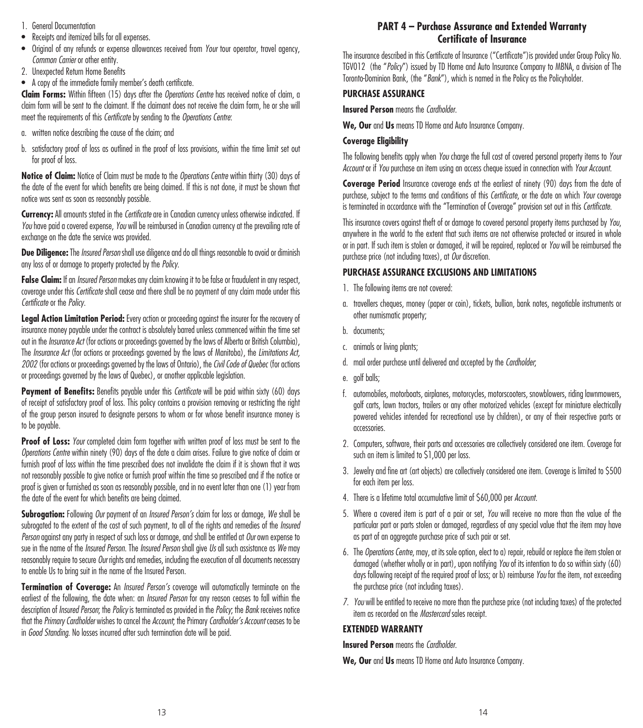1. General Documentation
- Receipts and itemized bills for all expenses.
- Original of any refunds or expense allowances received from *Your* tour operator, travel agency, *Common Carrier* or other entity.
2. Unexpected Return Home Benefits
- A copy of the immediate family member's death certificate.

**Claim Forms:** Within fifteen (15) days after the *Operations Centre* has received notice of claim, a claim form will be sent to the claimant. If the claimant does not receive the claim form, he or she will meet the requirements of this *Certificate* by sending to the *Operations Centre*:

a. written notice describing the cause of the claim; and

b. satisfactory proof of loss as outlined in the proof of loss provisions, within the time limit set out for proof of loss.

**Notice of Claim:** Notice of Claim must be made to the *Operations Centre* within thirty (30) days of the date of the event for which benefits are being claimed. If this is not done, it must be shown that notice was sent as soon as reasonably possible.

**Currency:** All amounts stated in the *Certificate* are in Canadian currency unless otherwise indicated. If *You* have paid a covered expense, *You* will be reimbursed in Canadian currency at the prevailing rate of exchange on the date the service was provided.

**Due Diligence:** The *Insured Person* shall use diligence and do all things reasonable to avoid or diminish any loss of or damage to property protected by the *Policy*.

**False Claim:** If an *Insured Person* makes any claim knowing it to be false or fraudulent in any respect, coverage under this *Certificate* shall cease and there shall be no payment of any claim made under this *Certificate* or the *Policy*.

**Legal Action Limitation Period:** Every action or proceeding against the insurer for the recovery of insurance money payable under the contract is absolutely barred unless commenced within the time set out in the *Insurance Act* (for actions or proceedings governed by the laws of Alberta or British Columbia), The *Insurance Act* (for actions or proceedings governed by the laws of Manitoba), the *Limitations Act, 2002* (for actions or proceedings governed by the laws of Ontario), the *Civil Code of Quebec* (for actions or proceedings governed by the laws of Quebec), or another applicable legislation.

**Payment of Benefits:** Benefits payable under this *Certificate* will be paid within sixty (60) days of receipt of satisfactory proof of loss. This policy contains a provision removing or restricting the right of the group person insured to designate persons to whom or for whose benefit insurance money is to be payable.

**Proof of Loss:** *Your* completed claim form together with written proof of loss must be sent to the *Operations Centre* within ninety (90) days of the date a claim arises. Failure to give notice of claim or furnish proof of loss within the time prescribed does not invalidate the claim if it is shown that it was not reasonably possible to give notice or furnish proof within the time so prescribed and if the notice or proof is given or furnished as soon as reasonably possible, and in no event later than one (1) year from the date of the event for which benefits are being claimed.

**Subrogation:** Following *Our* payment of an *Insured Person's* claim for loss or damage, *We* shall be subrogated to the extent of the cost of such payment, to all of the rights and remedies of the *Insured Person* against any party in respect of such loss or damage, and shall be entitled at *Our* own expense to sue in the name of the *Insured Person*. The *Insured Person* shall give *Us* all such assistance as *We* may reasonably require to secure *Our* rights and remedies, including the execution of all documents necessary to enable Us to bring suit in the name of the Insured Person.

**Termination of Coverage:** An *Insured Person's* coverage will automatically terminate on the earliest of the following, the date when: an *Insured Person* for any reason ceases to fall within the description of *Insured Person*; the *Policy* is terminated as provided in the *Policy*; the *Bank* receives notice that the *Primary Cardholder* wishes to cancel the *Account*; the Primary *Cardholder's Account* ceases to be in *Good Standing*. No losses incurred after such termination date will be paid.

## PART 4 – Purchase Assurance and Extended Warranty Certificate of Insurance

The insurance described in this Certificate of Insurance ("Certificate")is provided under Group Policy No. TGV012 (the "*Policy*") issued by TD Home and Auto Insurance Company to MBNA, a division of The Toronto-Dominion Bank, (the "*Bank*"), which is named in the Policy as the Policyholder.

### PURCHASE ASSURANCE

**Insured Person** means the *Cardholder*.

**We, Our** and **Us** means TD Home and Auto Insurance Company.

#### Coverage Eligibility

The following benefits apply when *You* charge the full cost of covered personal property items to *Your Account* or if *You* purchase an item using an access cheque issued in connection with *Your Account.*

**Coverage Period** Insurance coverage ends at the earliest of ninety (90) days from the date of purchase, subject to the terms and conditions of this *Certificate*, or the date on which *Your* coverage is terminated in accordance with the "Termination of Coverage" provision set out in this *Certificate*.

This insurance covers against theft of or damage to covered personal property items purchased by *You*, anywhere in the world to the extent that such items are not otherwise protected or insured in whole or in part. If such item is stolen or damaged, it will be repaired, replaced or *You* will be reimbursed the purchase price (not including taxes), at *Our* discretion.

### PURCHASE ASSURANCE EXCLUSIONS AND LIMITATIONS

1. The following items are not covered:

a. travellers cheques, money (paper or coin), tickets, bullion, bank notes, negotiable instruments or other numismatic property;

b. documents;

c. animals or living plants;

d. mail order purchase until delivered and accepted by the *Cardholder*;

e. golf balls;

f. automobiles, motorboats, airplanes, motorcycles, motorscooters, snowblowers, riding lawnmowers, golf carts, lawn tractors, trailers or any other motorized vehicles (except for miniature electrically powered vehicles intended for recreational use by children), or any of their respective parts or accessories.

2. Computers, software, their parts and accessories are collectively considered one item. Coverage for such an item is limited to $1,000 per loss.

3. Jewelry and fine art (art objects) are collectively considered one item. Coverage is limited to $500 for each item per loss.

4. There is a lifetime total accumulative limit of $60,000 per *Account*.

5. Where a covered item is part of a pair or set, *You* will receive no more than the value of the particular part or parts stolen or damaged, regardless of any special value that the item may have as part of an aggregate purchase price of such pair or set.

6. The *Operations Centre*, may, at its sole option, elect to a) repair, rebuild or replace the item stolen or damaged (whether wholly or in part), upon notifying *You* of its intention to do so within sixty (60) days following receipt of the required proof of loss; or b) reimburse *You* for the item, not exceeding the purchase price (not including taxes).

7. *You* will be entitled to receive no more than the purchase price (not including taxes) of the protected item as recorded on the *Mastercard* sales receipt.

### EXTENDED WARRANTY

**Insured Person** means the *Cardholder*.

**We, Our** and **Us** means TD Home and Auto Insurance Company.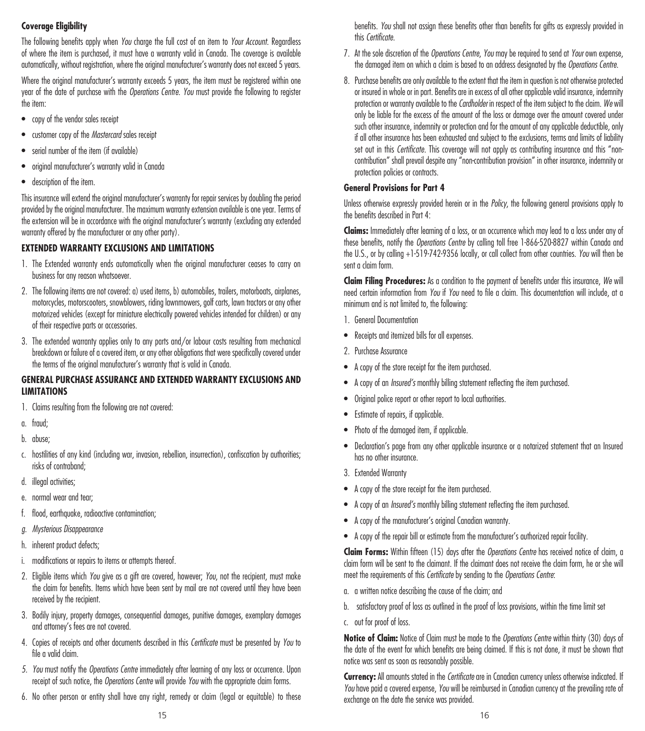**Coverage Eligibility**

The following benefits apply when *You* charge the full cost of an item to *Your Account*. Regardless of where the item is purchased, it must have a warranty valid in Canada. The coverage is available automatically, without registration, where the original manufacturer's warranty does not exceed 5 years.

Where the original manufacturer's warranty exceeds 5 years, the item must be registered within one year of the date of purchase with the *Operations Centre*. *You* must provide the following to register the item:

- copy of the vendor sales receipt
- customer copy of the *Mastercard* sales receipt
- serial number of the item (if available)
- original manufacturer's warranty valid in Canada
- description of the item.

This insurance will extend the original manufacturer's warranty for repair services by doubling the period provided by the original manufacturer. The maximum warranty extension available is one year. Terms of the extension will be in accordance with the original manufacturer's warranty (excluding any extended warranty offered by the manufacturer or any other party).

### EXTENDED WARRANTY EXCLUSIONS AND LIMITATIONS

1. The Extended warranty ends automatically when the original manufacturer ceases to carry on business for any reason whatsoever.
2. The following items are not covered: a) used items, b) automobiles, trailers, motorboats, airplanes, motorcycles, motorscooters, snowblowers, riding lawnmowers, golf carts, lawn tractors or any other motorized vehicles (except for miniature electrically powered vehicles intended for children) or any of their respective parts or accessories.
3. The extended warranty applies only to any parts and/or labour costs resulting from mechanical breakdown or failure of a covered item, or any other obligations that were specifically covered under the terms of the original manufacturer's warranty that is valid in Canada.

### GENERAL PURCHASE ASSURANCE AND EXTENDED WARRANTY EXCLUSIONS AND LIMITATIONS

1. Claims resulting from the following are not covered:

a. fraud;

b. abuse;

c. hostilities of any kind (including war, invasion, rebellion, insurrection), confiscation by authorities; risks of contraband;

d. illegal activities;

e. normal wear and tear;

f. flood, earthquake, radioactive contamination;

*g. Mysterious Disappearance*

h. inherent product defects;

i. modifications or repairs to items or attempts thereof.

2. Eligible items which *You* give as a gift are covered, however; *You*, not the recipient, must make the claim for benefits. Items which have been sent by mail are not covered until they have been received by the recipient.
3. Bodily injury, property damages, consequential damages, punitive damages, exemplary damages and attorney's fees are not covered.
4. Copies of receipts and other documents described in this *Certificate* must be presented by *You* to file a valid claim.
5. *You* must notify the *Operations Centre* immediately after learning of any loss or occurrence. Upon receipt of such notice, the *Operations Centre* will provide *You* with the appropriate claim forms.
6. No other person or entity shall have any right, remedy or claim (legal or equitable) to these benefits. *You* shall not assign these benefits other than benefits for gifts as expressly provided in this *Certificate*.
7. At the sole discretion of the *Operations Centre*, *You* may be required to send at *Your* own expense, the damaged item on which a claim is based to an address designated by the *Operations Centre*.
8. Purchase benefits are only available to the extent that the item in question is not otherwise protected or insured in whole or in part. Benefits are in excess of all other applicable valid insurance, indemnity protection or warranty available to the *Cardholder* in respect of the item subject to the claim. *We* will only be liable for the excess of the amount of the loss or damage over the amount covered under such other insurance, indemnity or protection and for the amount of any applicable deductible, only if all other insurance has been exhausted and subject to the exclusions, terms and limits of liability set out in this *Certificate*. This coverage will not apply as contributing insurance and this "non-contribution" shall prevail despite any "non-contribution provision" in other insurance, indemnity or protection policies or contracts.

**General Provisions for Part 4**

Unless otherwise expressly provided herein or in the *Policy*, the following general provisions apply to the benefits described in Part 4:

**Claims:** Immediately after learning of a loss, or an occurrence which may lead to a loss under any of these benefits, notify the *Operations Centre* by calling toll free 1-866-520-8827 within Canada and the U.S., or by calling +1-519-742-9356 locally, or call collect from other countries. *You* will then be sent a claim form.

**Claim Filing Procedures:** As a condition to the payment of benefits under this insurance, *We* will need certain information from *You* if *You* need to file a claim. This documentation will include, at a minimum and is not limited to, the following:

1. General Documentation

- Receipts and itemized bills for all expenses.

2. Purchase Assurance

- A copy of the store receipt for the item purchased.
- A copy of an *Insured's* monthly billing statement reflecting the item purchased.
- Original police report or other report to local authorities.
- Estimate of repairs, if applicable.
- Photo of the damaged item, if applicable.
- Declaration's page from any other applicable insurance or a notarized statement that an Insured has no other insurance.

3. Extended Warranty

- A copy of the store receipt for the item purchased.
- A copy of an *Insured's* monthly billing statement reflecting the item purchased.
- A copy of the manufacturer's original Canadian warranty.
- A copy of the repair bill or estimate from the manufacturer's authorized repair facility.

**Claim Forms:** Within fifteen (15) days after the *Operations Centre* has received notice of claim, a claim form will be sent to the claimant. If the claimant does not receive the claim form, he or she will meet the requirements of this *Certificate* by sending to the *Operations Centre*:

a. a written notice describing the cause of the claim; and

b. satisfactory proof of loss as outlined in the proof of loss provisions, within the time limit set

c. out for proof of loss.

**Notice of Claim:** Notice of Claim must be made to the *Operations Centre* within thirty (30) days of the date of the event for which benefits are being claimed. If this is not done, it must be shown that notice was sent as soon as reasonably possible.

**Currency:** All amounts stated in the *Certificate* are in Canadian currency unless otherwise indicated. If *You* have paid a covered expense, *You* will be reimbursed in Canadian currency at the prevailing rate of exchange on the date the service was provided.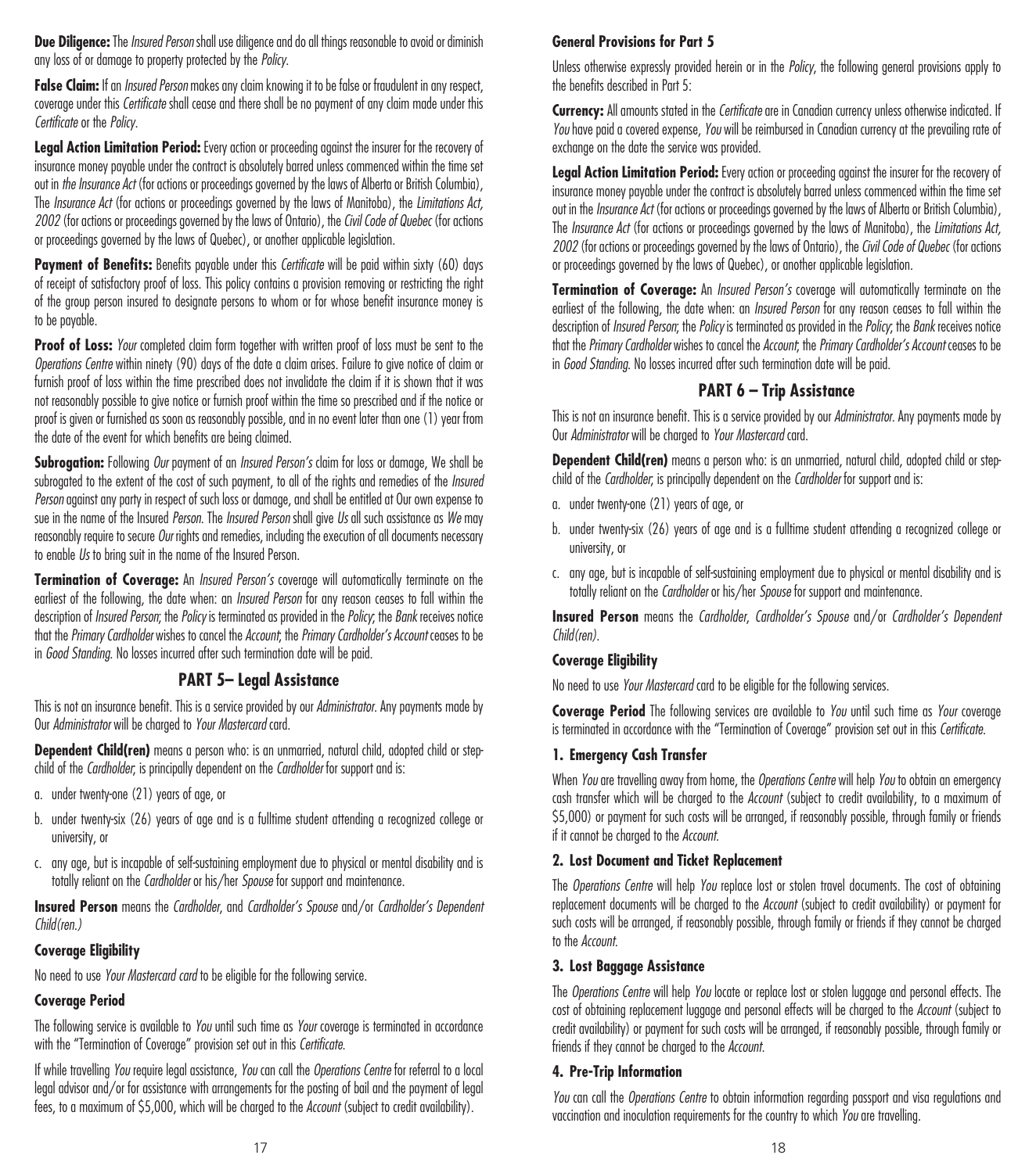**Due Diligence:** The *Insured Person* shall use diligence and do all things reasonable to avoid or diminish any loss of or damage to property protected by the *Policy*.

**False Claim:** If an *Insured Person* makes any claim knowing it to be false or fraudulent in any respect, coverage under this *Certificate* shall cease and there shall be no payment of any claim made under this *Certificate* or the *Policy*.

**Legal Action Limitation Period:** Every action or proceeding against the insurer for the recovery of insurance money payable under the contract is absolutely barred unless commenced within the time set out in *the Insurance Act* (for actions or proceedings governed by the laws of Alberta or British Columbia), The *Insurance Act* (for actions or proceedings governed by the laws of Manitoba), the *Limitations Act, 2002* (for actions or proceedings governed by the laws of Ontario), the *Civil Code of Quebec* (for actions or proceedings governed by the laws of Quebec), or another applicable legislation.

**Payment of Benefits:** Benefits payable under this *Certificate* will be paid within sixty (60) days of receipt of satisfactory proof of loss. This policy contains a provision removing or restricting the right of the group person insured to designate persons to whom or for whose benefit insurance money is to be payable.

**Proof of Loss:** *Your* completed claim form together with written proof of loss must be sent to the *Operations Centre* within ninety (90) days of the date a claim arises. Failure to give notice of claim or furnish proof of loss within the time prescribed does not invalidate the claim if it is shown that it was not reasonably possible to give notice or furnish proof within the time so prescribed and if the notice or proof is given or furnished as soon as reasonably possible, and in no event later than one (1) year from the date of the event for which benefits are being claimed.

**Subrogation:** Following *Our* payment of an *Insured Person's* claim for loss or damage, We shall be subrogated to the extent of the cost of such payment, to all of the rights and remedies of the *Insured Person* against any party in respect of such loss or damage, and shall be entitled at Our own expense to sue in the name of the Insured *Person*. The *Insured Person* shall give *Us* all such assistance as *We* may reasonably require to secure *Our* rights and remedies, including the execution of all documents necessary to enable *Us* to bring suit in the name of the Insured Person.

**Termination of Coverage:** An *Insured Person's* coverage will automatically terminate on the earliest of the following, the date when: an *Insured Person* for any reason ceases to fall within the description of *Insured Person*; the *Policy* is terminated as provided in the *Policy*; the *Bank* receives notice that the *Primary Cardholder* wishes to cancel the *Account*; the *Primary Cardholder's Account* ceases to be in *Good Standing*. No losses incurred after such termination date will be paid.

## PART 5– Legal Assistance

This is not an insurance benefit. This is a service provided by our *Administrator*. Any payments made by Our *Administrator* will be charged to *Your Mastercard* card.

**Dependent Child(ren)** means a person who: is an unmarried, natural child, adopted child or step-child of the *Cardholder*, is principally dependent on the *Cardholder* for support and is:

a. under twenty-one (21) years of age, or
b. under twenty-six (26) years of age and is a fulltime student attending a recognized college or university, or
c. any age, but is incapable of self-sustaining employment due to physical or mental disability and is totally reliant on the *Cardholder* or his/her *Spouse* for support and maintenance.

**Insured Person** means the *Cardholder*, and *Cardholder's Spouse* and/or *Cardholder's Dependent Child(ren.)*

### Coverage Eligibility

No need to use *Your Mastercard card* to be eligible for the following service.

### Coverage Period

The following service is available to *You* until such time as *Your* coverage is terminated in accordance with the "Termination of Coverage" provision set out in this *Certificate*.

If while travelling *You* require legal assistance, *You* can call the *Operations Centre* for referral to a local legal advisor and/or for assistance with arrangements for the posting of bail and the payment of legal fees, to a maximum of $5,000, which will be charged to the *Account* (subject to credit availability).

### General Provisions for Part 5

Unless otherwise expressly provided herein or in the *Policy*, the following general provisions apply to the benefits described in Part 5:

**Currency:** All amounts stated in the *Certificate* are in Canadian currency unless otherwise indicated. If *You* have paid a covered expense, *You* will be reimbursed in Canadian currency at the prevailing rate of exchange on the date the service was provided.

**Legal Action Limitation Period:** Every action or proceeding against the insurer for the recovery of insurance money payable under the contract is absolutely barred unless commenced within the time set out in the *Insurance Act* (for actions or proceedings governed by the laws of Alberta or British Columbia), The *Insurance Act* (for actions or proceedings governed by the laws of Manitoba), the *Limitations Act, 2002* (for actions or proceedings governed by the laws of Ontario), the *Civil Code of Quebec* (for actions or proceedings governed by the laws of Quebec), or another applicable legislation.

**Termination of Coverage:** An *Insured Person's* coverage will automatically terminate on the earliest of the following, the date when: an *Insured Person* for any reason ceases to fall within the description of *Insured Person*; the *Policy* is terminated as provided in the *Policy*; the *Bank* receives notice that the *Primary Cardholder* wishes to cancel the *Account*; the *Primary Cardholder's Account* ceases to be in *Good Standing*. No losses incurred after such termination date will be paid.

## PART 6 – Trip Assistance

This is not an insurance benefit. This is a service provided by our *Administrator*. Any payments made by Our *Administrator* will be charged to *Your Mastercard* card.

**Dependent Child(ren)** means a person who: is an unmarried, natural child, adopted child or step-child of the *Cardholder*, is principally dependent on the *Cardholder* for support and is:

a. under twenty-one (21) years of age, or
b. under twenty-six (26) years of age and is a fulltime student attending a recognized college or university, or
c. any age, but is incapable of self-sustaining employment due to physical or mental disability and is totally reliant on the *Cardholder* or his/her *Spouse* for support and maintenance.

**Insured Person** means the *Cardholder, Cardholder's Spouse* and/or *Cardholder's Dependent Child(ren)*.

### Coverage Eligibility

No need to use *Your Mastercard* card to be eligible for the following services.

**Coverage Period** The following services are available to *You* until such time as *Your* coverage is terminated in accordance with the "Termination of Coverage" provision set out in this *Certificate*.

### 1. Emergency Cash Transfer

When *You* are travelling away from home, the *Operations Centre* will help *You* to obtain an emergency cash transfer which will be charged to the *Account* (subject to credit availability, to a maximum of $5,000) or payment for such costs will be arranged, if reasonably possible, through family or friends if it cannot be charged to the *Account*.

### 2. Lost Document and Ticket Replacement

The *Operations Centre* will help *You* replace lost or stolen travel documents. The cost of obtaining replacement documents will be charged to the *Account* (subject to credit availability) or payment for such costs will be arranged, if reasonably possible, through family or friends if they cannot be charged to the *Account*.

### 3. Lost Baggage Assistance

The *Operations Centre* will help *You* locate or replace lost or stolen luggage and personal effects. The cost of obtaining replacement luggage and personal effects will be charged to the *Account* (subject to credit availability) or payment for such costs will be arranged, if reasonably possible, through family or friends if they cannot be charged to the *Account*.

### 4. Pre-Trip Information

*You* can call the *Operations Centre* to obtain information regarding passport and visa regulations and vaccination and inoculation requirements for the country to which *You* are travelling.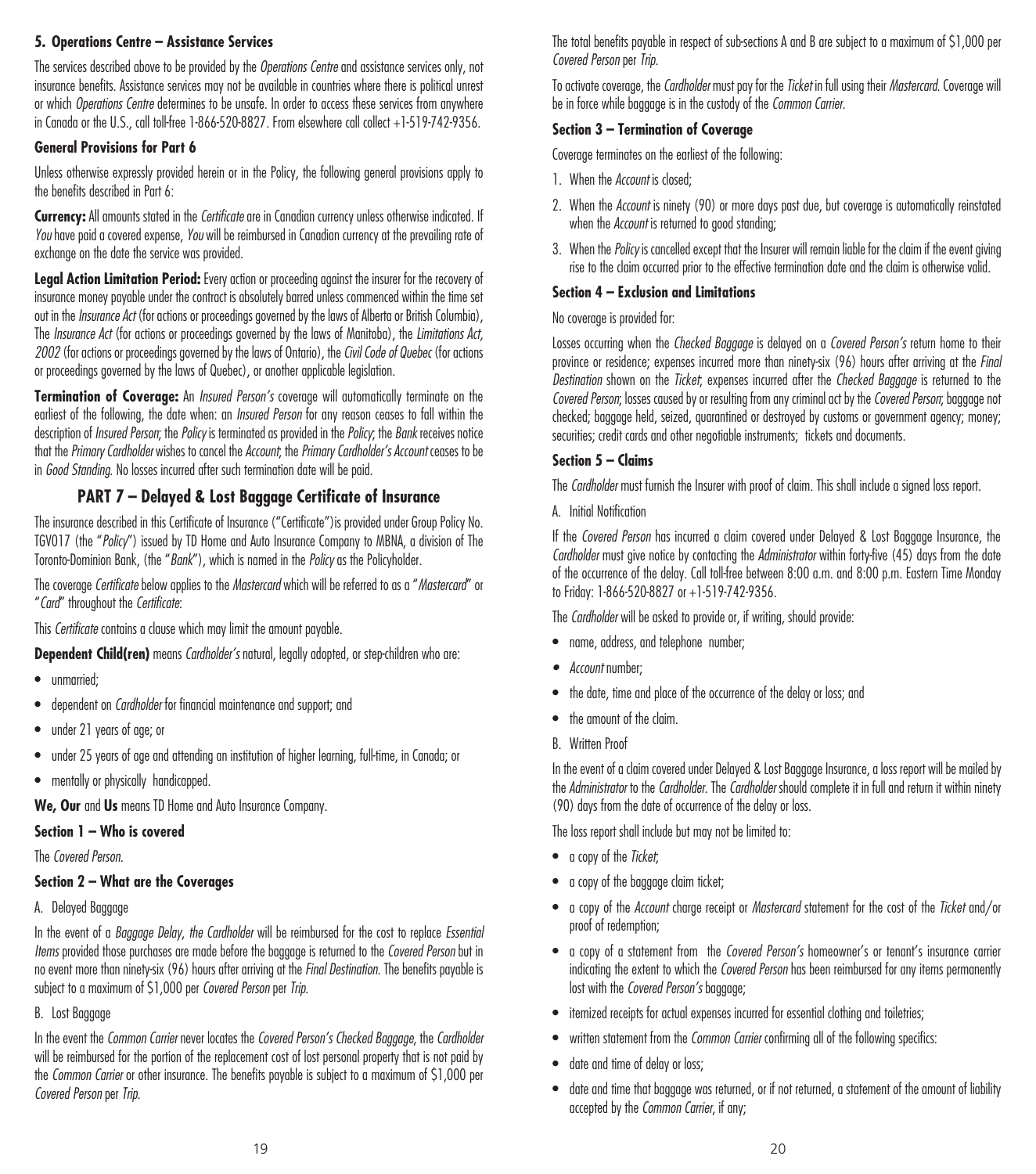### 5. Operations Centre – Assistance Services

The services described above to be provided by the *Operations Centre* and assistance services only, not insurance benefits. Assistance services may not be available in countries where there is political unrest or which *Operations Centre* determines to be unsafe. In order to access these services from anywhere in Canada or the U.S., call toll-free 1-866-520-8827. From elsewhere call collect +1-519-742-9356.

### General Provisions for Part 6

Unless otherwise expressly provided herein or in the Policy, the following general provisions apply to the benefits described in Part 6:

**Currency:** All amounts stated in the *Certificate* are in Canadian currency unless otherwise indicated. If *You* have paid a covered expense, *You* will be reimbursed in Canadian currency at the prevailing rate of exchange on the date the service was provided.

**Legal Action Limitation Period:** Every action or proceeding against the insurer for the recovery of insurance money payable under the contract is absolutely barred unless commenced within the time set out in the *Insurance Act* (for actions or proceedings governed by the laws of Alberta or British Columbia), The *Insurance Act* (for actions or proceedings governed by the laws of Manitoba), the *Limitations Act, 2002* (for actions or proceedings governed by the laws of Ontario), the *Civil Code of Quebec* (for actions or proceedings governed by the laws of Quebec), or another applicable legislation.

**Termination of Coverage:** An *Insured Person's* coverage will automatically terminate on the earliest of the following, the date when: an *Insured Person* for any reason ceases to fall within the description of *Insured Person*; the *Policy* is terminated as provided in the *Policy*; the *Bank* receives notice that the *Primary Cardholder* wishes to cancel the *Account*; the *Primary Cardholder's Account* ceases to be in *Good Standing*. No losses incurred after such termination date will be paid.

## PART 7 – Delayed & Lost Baggage Certificate of Insurance

The insurance described in this Certificate of Insurance ("Certificate") is provided under Group Policy No. TGV017 (the "*Policy*") issued by TD Home and Auto Insurance Company to MBNA, a division of The Toronto-Dominion Bank, (the "*Bank*"), which is named in the *Policy* as the Policyholder.

The coverage *Certificate* below applies to the *Mastercard* which will be referred to as a "*Mastercard*" or "*Card*" throughout the *Certificate*:

This *Certificate* contains a clause which may limit the amount payable.

**Dependent Child(ren)** means *Cardholder's* natural, legally adopted, or step-children who are:

- unmarried;
- dependent on *Cardholder* for financial maintenance and support; and
- under 21 years of age; or
- under 25 years of age and attending an institution of higher learning, full-time, in Canada; or
- mentally or physically handicapped.

**We, Our** and **Us** means TD Home and Auto Insurance Company.

### Section 1 – Who is covered

The *Covered Person*.

### Section 2 – What are the Coverages

A. Delayed Baggage

In the event of a *Baggage Delay*, *the Cardholder* will be reimbursed for the cost to replace *Essential Items* provided those purchases are made before the baggage is returned to the *Covered Person* but in no event more than ninety-six (96) hours after arriving at the *Final Destination*. The benefits payable is subject to a maximum of $1,000 per *Covered Person* per *Trip*.

B. Lost Baggage

In the event the *Common Carrier* never locates the *Covered Person's Checked Baggage*, the *Cardholder* will be reimbursed for the portion of the replacement cost of lost personal property that is not paid by the *Common Carrier* or other insurance. The benefits payable is subject to a maximum of $1,000 per *Covered Person* per *Trip*.

The total benefits payable in respect of sub-sections A and B are subject to a maximum of $1,000 per *Covered Person* per *Trip*.

To activate coverage, the *Cardholder* must pay for the *Ticket* in full using their *Mastercard*. Coverage will be in force while baggage is in the custody of the *Common Carrier*.

### Section 3 – Termination of Coverage

Coverage terminates on the earliest of the following:

1. When the *Account* is closed;
2. When the *Account* is ninety (90) or more days past due, but coverage is automatically reinstated when the *Account* is returned to good standing;
3. When the *Policy* is cancelled except that the Insurer will remain liable for the claim if the event giving rise to the claim occurred prior to the effective termination date and the claim is otherwise valid.

### Section 4 – Exclusion and Limitations

No coverage is provided for:

Losses occurring when the *Checked Baggage* is delayed on a *Covered Person's* return home to their province or residence; expenses incurred more than ninety-six (96) hours after arriving at the *Final Destination* shown on the *Ticket*; expenses incurred after the *Checked Baggage* is returned to the *Covered Person*; losses caused by or resulting from any criminal act by the *Covered Person*; baggage not checked; baggage held, seized, quarantined or destroyed by customs or government agency; money; securities; credit cards and other negotiable instruments; tickets and documents.

### Section 5 – Claims

The *Cardholder* must furnish the Insurer with proof of claim. This shall include a signed loss report.

A. Initial Notification

If the *Covered Person* has incurred a claim covered under Delayed & Lost Baggage Insurance, the *Cardholder* must give notice by contacting the *Administrator* within forty-five (45) days from the date of the occurrence of the delay. Call toll-free between 8:00 a.m. and 8:00 p.m. Eastern Time Monday to Friday: 1-866-520-8827 or +1-519-742-9356.

The *Cardholder* will be asked to provide or, if writing, should provide:

- name, address, and telephone number;
- *Account* number;
- the date, time and place of the occurrence of the delay or loss; and
- the amount of the claim.

B. Written Proof

In the event of a claim covered under Delayed & Lost Baggage Insurance, a loss report will be mailed by the *Administrator* to the *Cardholder*. The *Cardholder* should complete it in full and return it within ninety (90) days from the date of occurrence of the delay or loss.

The loss report shall include but may not be limited to:

- a copy of the *Ticket*;
- a copy of the baggage claim ticket;
- a copy of the *Account* charge receipt or *Mastercard* statement for the cost of the *Ticket* and/or proof of redemption;
- a copy of a statement from the *Covered Person's* homeowner's or tenant's insurance carrier indicating the extent to which the *Covered Person* has been reimbursed for any items permanently lost with the *Covered Person's* baggage;
- itemized receipts for actual expenses incurred for essential clothing and toiletries;
- written statement from the *Common Carrier* confirming all of the following specifics:
- date and time of delay or loss;
- date and time that baggage was returned, or if not returned, a statement of the amount of liability accepted by the *Common Carrier*, if any;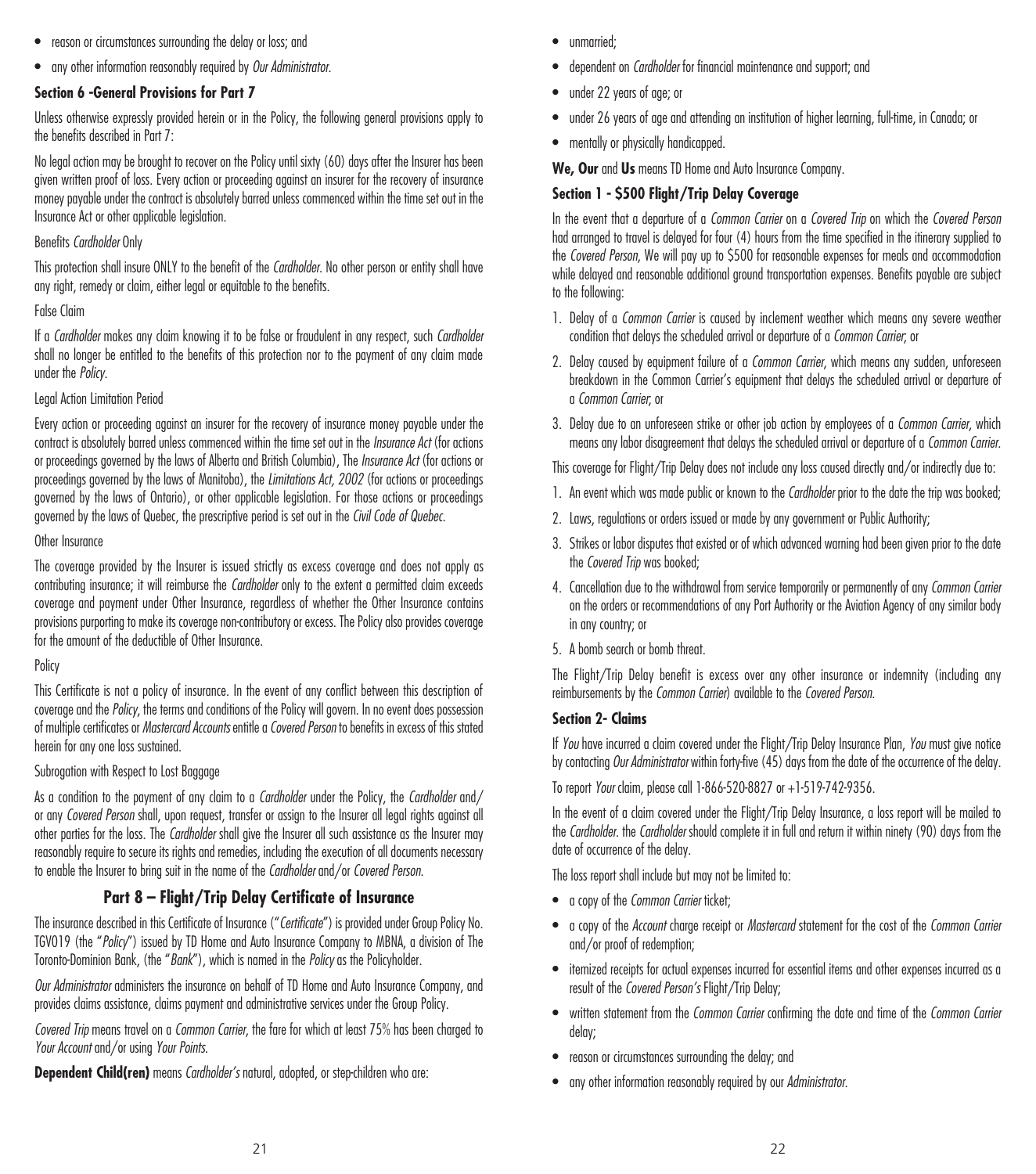- reason or circumstances surrounding the delay or loss; and
- any other information reasonably required by *Our Administrator*.

**Section 6 -General Provisions for Part 7**

Unless otherwise expressly provided herein or in the Policy, the following general provisions apply to the benefits described in Part 7:

No legal action may be brought to recover on the Policy until sixty (60) days after the Insurer has been given written proof of loss. Every action or proceeding against an insurer for the recovery of insurance money payable under the contract is absolutely barred unless commenced within the time set out in the Insurance Act or other applicable legislation.

Benefits *Cardholder* Only

This protection shall insure ONLY to the benefit of the *Cardholder*. No other person or entity shall have any right, remedy or claim, either legal or equitable to the benefits.

False Claim

If a *Cardholder* makes any claim knowing it to be false or fraudulent in any respect, such *Cardholder* shall no longer be entitled to the benefits of this protection nor to the payment of any claim made under the *Policy*.

Legal Action Limitation Period

Every action or proceeding against an insurer for the recovery of insurance money payable under the contract is absolutely barred unless commenced within the time set out in the *Insurance Act* (for actions or proceedings governed by the laws of Alberta and British Columbia), The *Insurance Act* (for actions or proceedings governed by the laws of Manitoba), the *Limitations Act, 2002* (for actions or proceedings governed by the laws of Ontario), or other applicable legislation. For those actions or proceedings governed by the laws of Quebec, the prescriptive period is set out in the *Civil Code of Quebec*.

Other Insurance

The coverage provided by the Insurer is issued strictly as excess coverage and does not apply as contributing insurance; it will reimburse the *Cardholder* only to the extent a permitted claim exceeds coverage and payment under Other Insurance, regardless of whether the Other Insurance contains provisions purporting to make its coverage non-contributory or excess. The Policy also provides coverage for the amount of the deductible of Other Insurance.

Policy

This Certificate is not a policy of insurance. In the event of any conflict between this description of coverage and the *Policy*, the terms and conditions of the Policy will govern. In no event does possession of multiple certificates or *Mastercard Accounts* entitle a *Covered Person* to benefits in excess of this stated herein for any one loss sustained.

Subrogation with Respect to Lost Baggage

As a condition to the payment of any claim to a *Cardholder* under the Policy, the *Cardholder* and/or any *Covered Person* shall, upon request, transfer or assign to the Insurer all legal rights against all other parties for the loss. The *Cardholder* shall give the Insurer all such assistance as the Insurer may reasonably require to secure its rights and remedies, including the execution of all documents necessary to enable the Insurer to bring suit in the name of the *Cardholder* and/or *Covered Person*.

## Part 8 – Flight/Trip Delay Certificate of Insurance

The insurance described in this Certificate of Insurance ("*Certificate*") is provided under Group Policy No. TGV019 (the "*Policy*") issued by TD Home and Auto Insurance Company to MBNA, a division of The Toronto-Dominion Bank, (the "*Bank*"), which is named in the *Policy* as the Policyholder.

*Our Administrator* administers the insurance on behalf of TD Home and Auto Insurance Company, and provides claims assistance, claims payment and administrative services under the Group Policy.

*Covered Trip* means travel on a *Common Carrier*, the fare for which at least 75% has been charged to *Your Account* and/or using *Your Points*.

**Dependent Child(ren)** means *Cardholder's* natural, adopted, or step-children who are:

- unmarried;
- dependent on *Cardholder* for financial maintenance and support; and
- under 22 years of age; or
- under 26 years of age and attending an institution of higher learning, full-time, in Canada; or
- mentally or physically handicapped.

**We, Our** and **Us** means TD Home and Auto Insurance Company.

**Section 1 - $500 Flight/Trip Delay Coverage**

In the event that a departure of a *Common Carrier* on a *Covered Trip* on which the *Covered Person* had arranged to travel is delayed for four (4) hours from the time specified in the itinerary supplied to the *Covered Person*, We will pay up to $500 for reasonable expenses for meals and accommodation while delayed and reasonable additional ground transportation expenses. Benefits payable are subject to the following:

1. Delay of a *Common Carrier* is caused by inclement weather which means any severe weather condition that delays the scheduled arrival or departure of a *Common Carrier*, or
2. Delay caused by equipment failure of a *Common Carrier*, which means any sudden, unforeseen breakdown in the Common Carrier's equipment that delays the scheduled arrival or departure of a *Common Carrier*, or
3. Delay due to an unforeseen strike or other job action by employees of a *Common Carrier*, which means any labor disagreement that delays the scheduled arrival or departure of a *Common Carrier*.

This coverage for Flight/Trip Delay does not include any loss caused directly and/or indirectly due to:

1. An event which was made public or known to the *Cardholder* prior to the date the trip was booked;
2. Laws, regulations or orders issued or made by any government or Public Authority;
3. Strikes or labor disputes that existed or of which advanced warning had been given prior to the date the *Covered Trip* was booked;
4. Cancellation due to the withdrawal from service temporarily or permanently of any *Common Carrier* on the orders or recommendations of any Port Authority or the Aviation Agency of any similar body in any country; or
5. A bomb search or bomb threat.

The Flight/Trip Delay benefit is excess over any other insurance or indemnity (including any reimbursements by the *Common Carrier*) available to the *Covered Person*.

**Section 2- Claims**

If *You* have incurred a claim covered under the Flight/Trip Delay Insurance Plan, *You* must give notice by contacting *Our Administrator* within forty-five (45) days from the date of the occurrence of the delay.

To report *Your* claim, please call 1-866-520-8827 or +1-519-742-9356.

In the event of a claim covered under the Flight/Trip Delay Insurance, a loss report will be mailed to the *Cardholder*. the *Cardholder* should complete it in full and return it within ninety (90) days from the date of occurrence of the delay.

The loss report shall include but may not be limited to:

- a copy of the *Common Carrier* ticket;
- a copy of the *Account* charge receipt or *Mastercard* statement for the cost of the *Common Carrier* and/or proof of redemption;
- itemized receipts for actual expenses incurred for essential items and other expenses incurred as a result of the *Covered Person's* Flight/Trip Delay;
- written statement from the *Common Carrier* confirming the date and time of the *Common Carrier* delay;
- reason or circumstances surrounding the delay; and
- any other information reasonably required by our *Administrator*.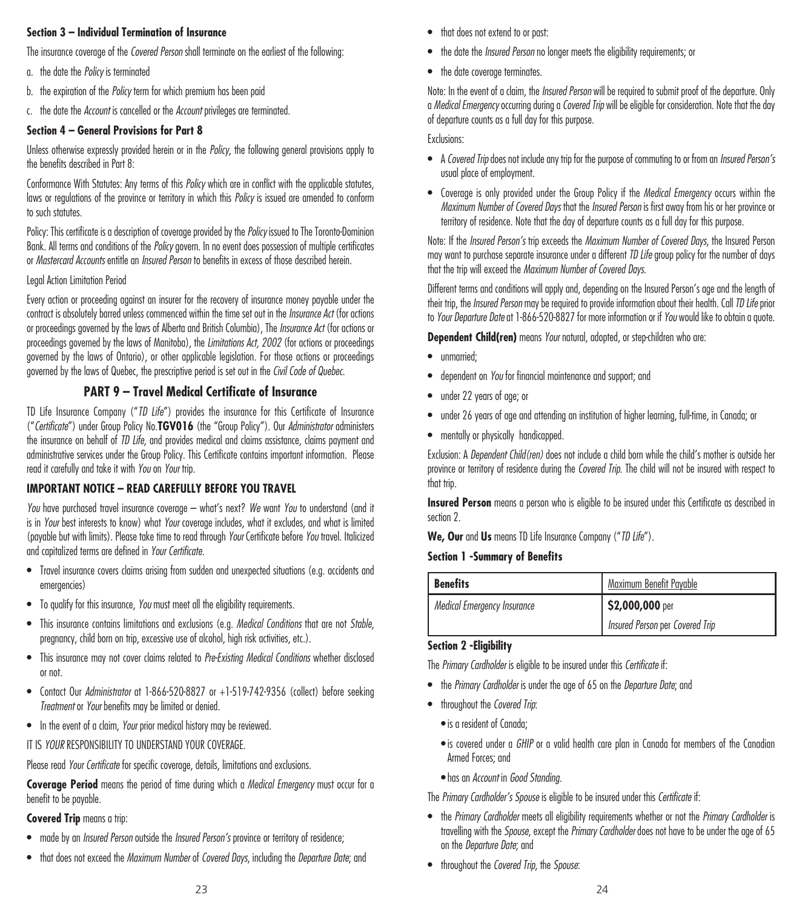### Section 3 – Individual Termination of Insurance

The insurance coverage of the *Covered Person* shall terminate on the earliest of the following:

a. the date the *Policy* is terminated
b. the expiration of the *Policy* term for which premium has been paid
c. the date the *Account* is cancelled or the *Account* privileges are terminated.

### Section 4 – General Provisions for Part 8

Unless otherwise expressly provided herein or in the *Policy*, the following general provisions apply to the benefits described in Part 8:

Conformance With Statutes: Any terms of this *Policy* which are in conflict with the applicable statutes, laws or regulations of the province or territory in which this *Policy* is issued are amended to conform to such statutes.

Policy: This certificate is a description of coverage provided by the *Policy* issued to The Toronto-Dominion Bank. All terms and conditions of the *Policy* govern. In no event does possession of multiple certificates or *Mastercard Accounts* entitle an *Insured Person* to benefits in excess of those described herein.

Legal Action Limitation Period

Every action or proceeding against an insurer for the recovery of insurance money payable under the contract is absolutely barred unless commenced within the time set out in the *Insurance Act* (for actions or proceedings governed by the laws of Alberta and British Columbia), The *Insurance Act* (for actions or proceedings governed by the laws of Manitoba), the *Limitations Act, 2002* (for actions or proceedings governed by the laws of Ontario), or other applicable legislation. For those actions or proceedings governed by the laws of Quebec, the prescriptive period is set out in the *Civil Code of Quebec*.

## PART 9 – Travel Medical Certificate of Insurance

TD Life Insurance Company ("*TD Life*") provides the insurance for this Certificate of Insurance ("*Certificate*") under Group Policy No.**TGV016** (the "Group Policy"). Our *Administrator* administers the insurance on behalf of *TD Life,* and provides medical and claims assistance, claims payment and administrative services under the Group Policy. This Certificate contains important information. Please read it carefully and take it with *You* on *Your* trip.

### IMPORTANT NOTICE – READ CAREFULLY BEFORE YOU TRAVEL

*You* have purchased travel insurance coverage – what's next? *We* want *You* to understand (and it is in *Your* best interests to know) what *Your* coverage includes, what it excludes, and what is limited (payable but with limits). Please take time to read through *Your* Certificate before *You* travel. Italicized and capitalized terms are defined in *Your Certificate.*

- Travel insurance covers claims arising from sudden and unexpected situations (e.g. accidents and emergencies)
- To qualify for this insurance, *You* must meet all the eligibility requirements.
- This insurance contains limitations and exclusions (e.g. *Medical Conditions* that are not *Stable*, pregnancy, child born on trip, excessive use of alcohol, high risk activities, etc.).
- This insurance may not cover claims related to *Pre-Existing Medical Conditions* whether disclosed or not.
- Contact Our *Administrator* at 1-866-520-8827 or +1-519-742-9356 (collect) before seeking *Treatment* or *Your* benefits may be limited or denied.
- In the event of a claim, *Your* prior medical history may be reviewed.

IT IS *YOUR* RESPONSIBILITY TO UNDERSTAND YOUR COVERAGE.

Please read *Your Certificate* for specific coverage, details, limitations and exclusions.

**Coverage Period** means the period of time during which a *Medical Emergency* must occur for a benefit to be payable.

**Covered Trip** means a trip:

- made by an *Insured Person* outside the *Insured Person's* province or territory of residence;
- that does not exceed the *Maximum Number* of *Covered Days*, including the *Departure Date*; and
- that does not extend to or past:
- the date the *Insured Person* no longer meets the eligibility requirements; or
- the date coverage terminates.

Note: In the event of a claim, the *Insured Person* will be required to submit proof of the departure. Only a *Medical Emergency* occurring during a *Covered Trip* will be eligible for consideration. Note that the day of departure counts as a full day for this purpose.

Exclusions:

- A *Covered Trip* does not include any trip for the purpose of commuting to or from an *Insured Person's* usual place of employment.
- Coverage is only provided under the Group Policy if the *Medical Emergency* occurs within the *Maximum Number of Covered Days* that the *Insured Person* is first away from his or her province or territory of residence. Note that the day of departure counts as a full day for this purpose.

Note: If the *Insured Person's* trip exceeds the *Maximum Number of Covered Days*, the Insured Person may want to purchase separate insurance under a different *TD Life* group policy for the number of days that the trip will exceed the *Maximum Number of Covered Days.*

Different terms and conditions will apply and, depending on the Insured Person's age and the length of their trip, the *Insured Person* may be required to provide information about their health. Call *TD Life* prior to *Your Departure Date* at 1-866-520-8827 for more information or if *You* would like to obtain a quote.

**Dependent Child(ren)** means *Your* natural, adopted, or step-children who are:

- unmarried;
- dependent on *You* for financial maintenance and support; and
- under 22 years of age; or
- under 26 years of age and attending an institution of higher learning, full-time, in Canada; or
- mentally or physically handicapped.

Exclusion: A *Dependent Child(ren)* does not include a child born while the child's mother is outside her province or territory of residence during the *Covered Trip.* The child will not be insured with respect to that trip.

**Insured Person** means a person who is eligible to be insured under this Certificate as described in section 2.

**We, Our** and **Us** means TD Life Insurance Company ("*TD Life*").

### Section 1 -Summary of Benefits

| **Benefits** | Maximum Benefit Payable |
|---|---|
| *Medical Emergency Insurance* | **$2,000,000** per *Insured Person* per *Covered Trip* |

### Section 2 -Eligibility

The *Primary Cardholder* is eligible to be insured under this *Certificate* if:

- the *Primary Cardholder* is under the age of 65 on the *Departure Date*; and
- throughout the *Covered Trip*:
  - is a resident of Canada;
  - is covered under a *GHIP* or a valid health care plan in Canada for members of the Canadian Armed Forces; and
  - has an *Account* in *Good Standing.*

The *Primary Cardholder's Spouse* is eligible to be insured under this *Certificate* if:

- the *Primary Cardholder* meets all eligibility requirements whether or not the *Primary Cardholder* is travelling with the *Spouse*, except the *Primary Cardholder* does not have to be under the age of 65 on the *Departure Date*; and
- throughout the *Covered Trip*, the *Spouse*: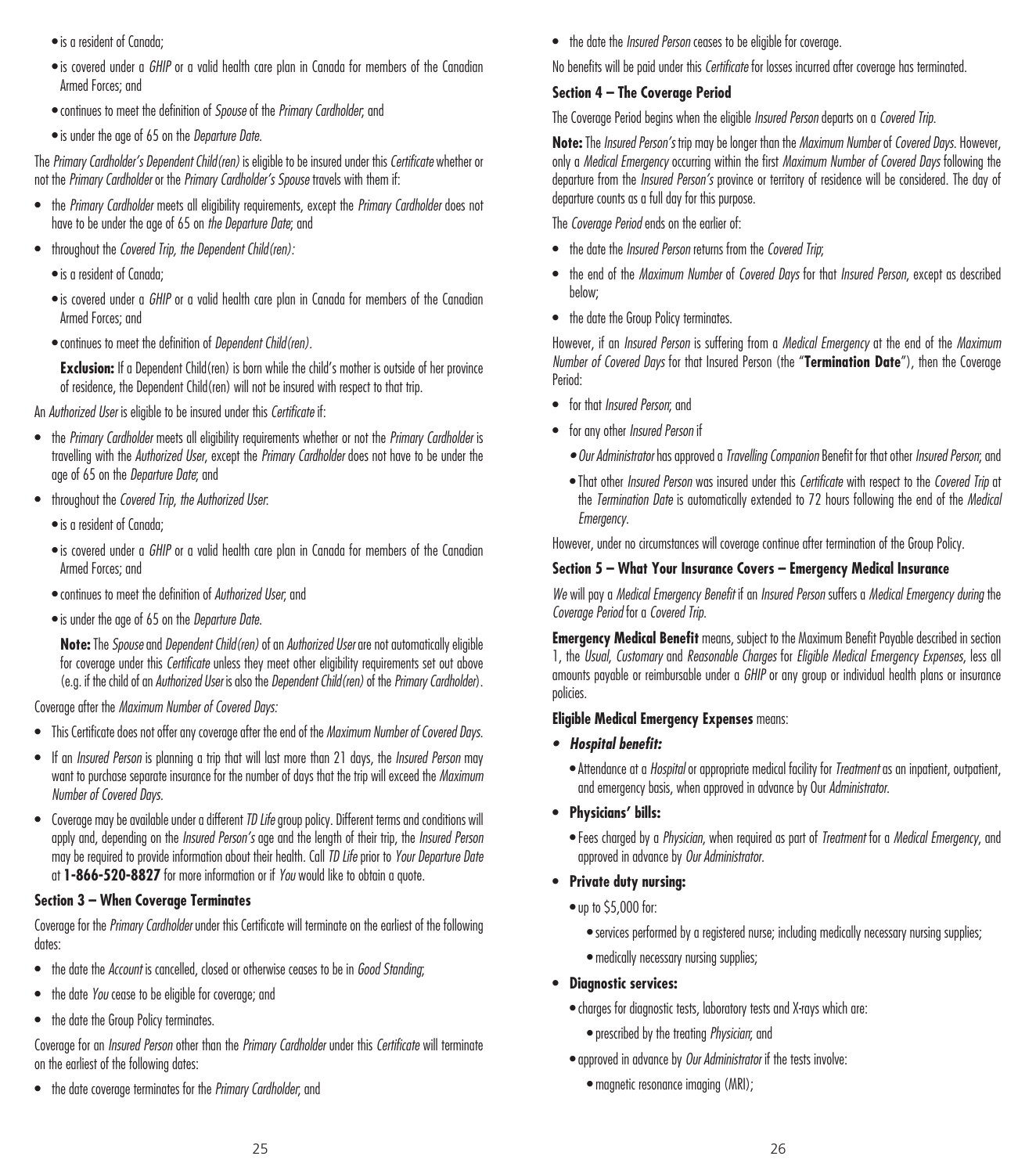- is a resident of Canada;
- is covered under a *GHIP* or a valid health care plan in Canada for members of the Canadian Armed Forces; and
- continues to meet the definition of *Spouse* of the *Primary Cardholder;* and
- is under the age of 65 on the *Departure Date.*

The *Primary Cardholder's Dependent Child(ren)* is eligible to be insured under this *Certificate* whether or not the *Primary Cardholder* or the *Primary Cardholder's Spouse* travels with them if:

- the *Primary Cardholder* meets all eligibility requirements, except the *Primary Cardholder* does not have to be under the age of 65 on *the Departure Date;* and
- throughout the *Covered Trip, the Dependent Child(ren):*
  - is a resident of Canada;
  - is covered under a *GHIP* or a valid health care plan in Canada for members of the Canadian Armed Forces; and
  - continues to meet the definition of *Dependent Child(ren)*.

  **Exclusion:** If a Dependent Child(ren) is born while the child's mother is outside of her province of residence, the Dependent Child(ren) will not be insured with respect to that trip.

An *Authorized User* is eligible to be insured under this *Certificate* if:

- the *Primary Cardholder* meets all eligibility requirements whether or not the *Primary Cardholder* is travelling with the *Authorized User*, except the *Primary Cardholder* does not have to be under the age of 65 on the *Departure Date;* and
- throughout the *Covered Trip, the Authorized User.*
  - is a resident of Canada;
  - is covered under a *GHIP* or a valid health care plan in Canada for members of the Canadian Armed Forces; and
  - continues to meet the definition of *Authorized User;* and
  - is under the age of 65 on the *Departure Date.*

  **Note:** The *Spouse* and *Dependent Child(ren)* of an *Authorized User* are not automatically eligible for coverage under this *Certificate* unless they meet other eligibility requirements set out above (e.g. if the child of an *Authorized User* is also the *Dependent Child(ren)* of the *Primary Cardholder*).

Coverage after the *Maximum Number of Covered Days:*

- This Certificate does not offer any coverage after the end of the *Maximum Number of Covered Days.*
- If an *Insured Person* is planning a trip that will last more than 21 days, the *Insured Person* may want to purchase separate insurance for the number of days that the trip will exceed the *Maximum Number of Covered Days.*
- Coverage may be available under a different *TD Life* group policy. Different terms and conditions will apply and, depending on the *Insured Person's* age and the length of their trip, the *Insured Person* may be required to provide information about their health. Call *TD Life* prior to *Your Departure Date* at **1-866-520-8827** for more information or if *You* would like to obtain a quote.

### Section 3 – When Coverage Terminates

Coverage for the *Primary Cardholder* under this Certificate will terminate on the earliest of the following dates:

- the date the *Account* is cancelled, closed or otherwise ceases to be in *Good Standing*;
- the date *You* cease to be eligible for coverage; and
- the date the Group Policy terminates.

Coverage for an *Insured Person* other than the *Primary Cardholder* under this *Certificate* will terminate on the earliest of the following dates:

- the date coverage terminates for the *Primary Cardholder,* and
- the date the *Insured Person* ceases to be eligible for coverage.

No benefits will be paid under this *Certificate* for losses incurred after coverage has terminated.

### Section 4 – The Coverage Period

The Coverage Period begins when the eligible *Insured Person* departs on a *Covered Trip.*

**Note:** The *Insured Person's* trip may be longer than the *Maximum Number* of *Covered Days.* However, only a *Medical Emergency* occurring within the first *Maximum Number of Covered Days* following the departure from the *Insured Person's* province or territory of residence will be considered. The day of departure counts as a full day for this purpose.

The *Coverage Period* ends on the earlier of:

- the date the *Insured Person* returns from the *Covered Trip*;
- the end of the *Maximum Number* of *Covered Days* for that *Insured Person*, except as described below;
- the date the Group Policy terminates.

However, if an *Insured Person* is suffering from a *Medical Emergency* at the end of the *Maximum Number of Covered Days* for that Insured Person (the "**Termination Date**"), then the Coverage Period:

- for that *Insured Person;* and
- for any other *Insured Person* if
  - *Our Administrator* has approved a *Travelling Companion* Benefit for that other *Insured Person*; and
  - That other *Insured Person* was insured under this *Certificate* with respect to the *Covered Trip* at the *Termination Date* is automatically extended to 72 hours following the end of the *Medical Emergency*.

However, under no circumstances will coverage continue after termination of the Group Policy.

### Section 5 – What Your Insurance Covers – Emergency Medical Insurance

*We* will pay a *Medical Emergency Benefit* if an *Insured Person* suffers a *Medical Emergency during* the *Coverage Period* for a *Covered Trip.*

**Emergency Medical Benefit** means, subject to the Maximum Benefit Payable described in section 1, the *Usual, Customary* and *Reasonable Charges* for *Eligible Medical Emergency Expenses*, less all amounts payable or reimbursable under a *GHIP* or any group or individual health plans or insurance policies.

**Eligible Medical Emergency Expenses** means:

- ***Hospital benefit:***
  - Attendance at a *Hospital* or appropriate medical facility for *Treatment* as an inpatient, outpatient, and emergency basis, when approved in advance by Our *Administrator.*
- **Physicians' bills:**
  - Fees charged by a *Physician,* when required as part of *Treatment* for a *Medical Emergency*, and approved in advance by *Our Administrator.*
- **Private duty nursing:**
  - up to $5,000 for:
    - services performed by a registered nurse; including medically necessary nursing supplies;
    - medically necessary nursing supplies;
- **Diagnostic services:**
  - charges for diagnostic tests, laboratory tests and X-rays which are:
    - prescribed by the treating *Physician*; and
  - approved in advance by *Our Administrator* if the tests involve:
    - magnetic resonance imaging (MRI);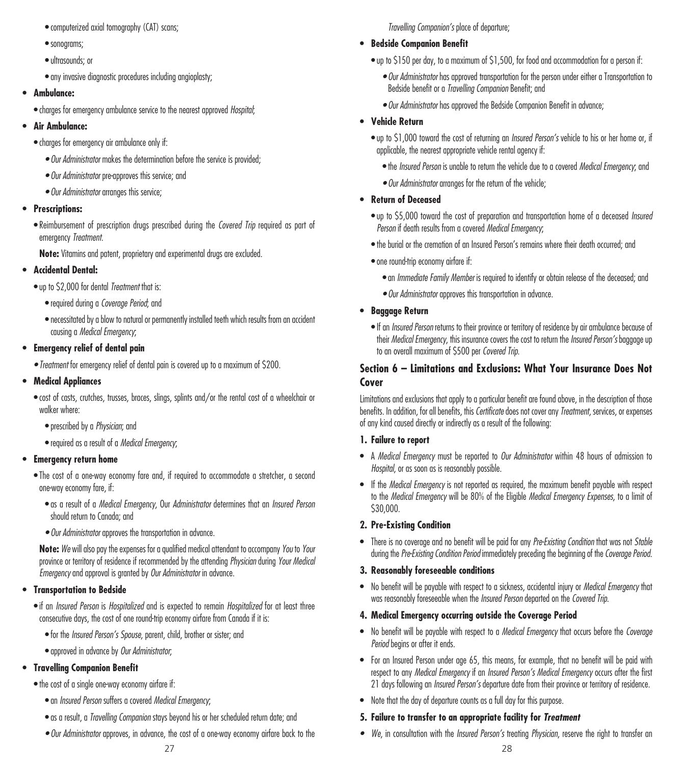- computerized axial tomography (CAT) scans;
- sonograms;
- ultrasounds; or
- any invasive diagnostic procedures including angioplasty;

- **Ambulance:**
  - charges for emergency ambulance service to the nearest approved *Hospital*;

- **Air Ambulance:**
  - charges for emergency air ambulance only if:
    - *Our Administrator* makes the determination before the service is provided;
    - *Our Administrator* pre-approves this service; and
    - *Our Administrator* arranges this service;

- **Prescriptions:**
  - Reimbursement of prescription drugs prescribed during the *Covered Trip* required as part of emergency *Treatment*.

  **Note:** Vitamins and patent, proprietary and experimental drugs are excluded.

- **Accidental Dental:**
  - up to $2,000 for dental *Treatment* that is:
    - required during a *Coverage Period*; and
    - necessitated by a blow to natural or permanently installed teeth which results from an accident causing a *Medical Emergency*;

- **Emergency relief of dental pain**
  - *Treatment* for emergency relief of dental pain is covered up to a maximum of $200.

- **Medical Appliances**
  - cost of casts, crutches, trusses, braces, slings, splints and/or the rental cost of a wheelchair or walker where:
    - prescribed by a *Physician*; and
    - required as a result of a *Medical Emergency*;

- **Emergency return home**
  - The cost of a one-way economy fare and, if required to accommodate a stretcher, a second one-way economy fare, if:
    - as a result of a *Medical Emergency*, Our *Administrator* determines that an *Insured Person* should return to Canada; and
    - *Our Administrator* approves the transportation in advance.

  **Note:** *We* will also pay the expenses for a qualified medical attendant to accompany *You* to *Your* province or territory of residence if recommended by the attending *Physician* during *Your Medical Emergency* and approval is granted by *Our Administrator* in advance.

- **Transportation to Bedside**
  - if an *Insured Person* is *Hospitalized* and is expected to remain *Hospitalized* for at least three consecutive days, the cost of one round-trip economy airfare from Canada if it is:
    - for the *Insured Person's Spouse*, parent, child, brother or sister; and
    - approved in advance by *Our Administrator*;

- **Travelling Companion Benefit**
  - the cost of a single one-way economy airfare if:
    - an *Insured Person* suffers a covered *Medical Emergency*;
    - as a result, a *Travelling Companion* stays beyond his or her scheduled return date; and
    - *Our Administrator* approves, in advance, the cost of a one-way economy airfare back to the *Travelling Companion's* place of departure;

- **Bedside Companion Benefit**
  - up to $150 per day, to a maximum of $1,500, for food and accommodation for a person if:
    - *Our Administrator* has approved transportation for the person under either a Transportation to Bedside benefit or a *Travelling Companion* Benefit; and
    - *Our Administrator* has approved the Bedside Companion Benefit in advance;

- **Vehicle Return**
  - up to $1,000 toward the cost of returning an *Insured Person's* vehicle to his or her home or, if applicable, the nearest appropriate vehicle rental agency if:
    - the *Insured Person* is unable to return the vehicle due to a covered *Medical Emergency*; and
    - *Our Administrator* arranges for the return of the vehicle;

- **Return of Deceased**
  - up to $5,000 toward the cost of preparation and transportation home of a deceased *Insured Person* if death results from a covered *Medical Emergency*;
  - the burial or the cremation of an Insured Person's remains where their death occurred; and
  - one round-trip economy airfare if:
    - an *Immediate Family Member* is required to identify or obtain release of the deceased; and
    - *Our Administrator* approves this transportation in advance.

- **Baggage Return**
  - If an *Insured Person* returns to their province or territory of residence by air ambulance because of their *Medical Emergency*, this insurance covers the cost to return the *Insured Person's* baggage up to an overall maximum of $500 per *Covered Trip*.

## Section 6 – Limitations and Exclusions: What Your Insurance Does Not Cover

Limitations and exclusions that apply to a particular benefit are found above, in the description of those benefits. In addition, for all benefits, this *Certificate* does not cover any *Treatment*, services, or expenses of any kind caused directly or indirectly as a result of the following:

### 1. Failure to report

- A *Medical Emergency* must be reported to *Our Administrator* within 48 hours of admission to *Hospital*, or as soon as is reasonably possible.
- If the *Medical Emergency* is not reported as required, the maximum benefit payable with respect to the *Medical Emergency* will be 80% of the Eligible *Medical Emergency Expenses*, to a limit of $30,000.

### 2. Pre-Existing Condition

- There is no coverage and no benefit will be paid for any *Pre-Existing Condition* that was not *Stable* during the *Pre-Existing Condition Period* immediately preceding the beginning of the *Coverage Period*.

### 3. Reasonably foreseeable conditions

- No benefit will be payable with respect to a sickness, accidental injury or *Medical Emergency* that was reasonably foreseeable when the *Insured Person* departed on the *Covered Trip*.

### 4. Medical Emergency occurring outside the Coverage Period

- No benefit will be payable with respect to a *Medical Emergency* that occurs before the *Coverage Period* begins or after it ends.
- For an Insured Person under age 65, this means, for example, that no benefit will be paid with respect to any *Medical Emergency* if an *Insured Person's Medical Emergency* occurs after the first 21 days following an *Insured Person's* departure date from their province or territory of residence.
- Note that the day of departure counts as a full day for this purpose.

### 5. Failure to transfer to an appropriate facility for *Treatment*

- *We*, in consultation with the *Insured Person's* treating *Physician*, reserve the right to transfer an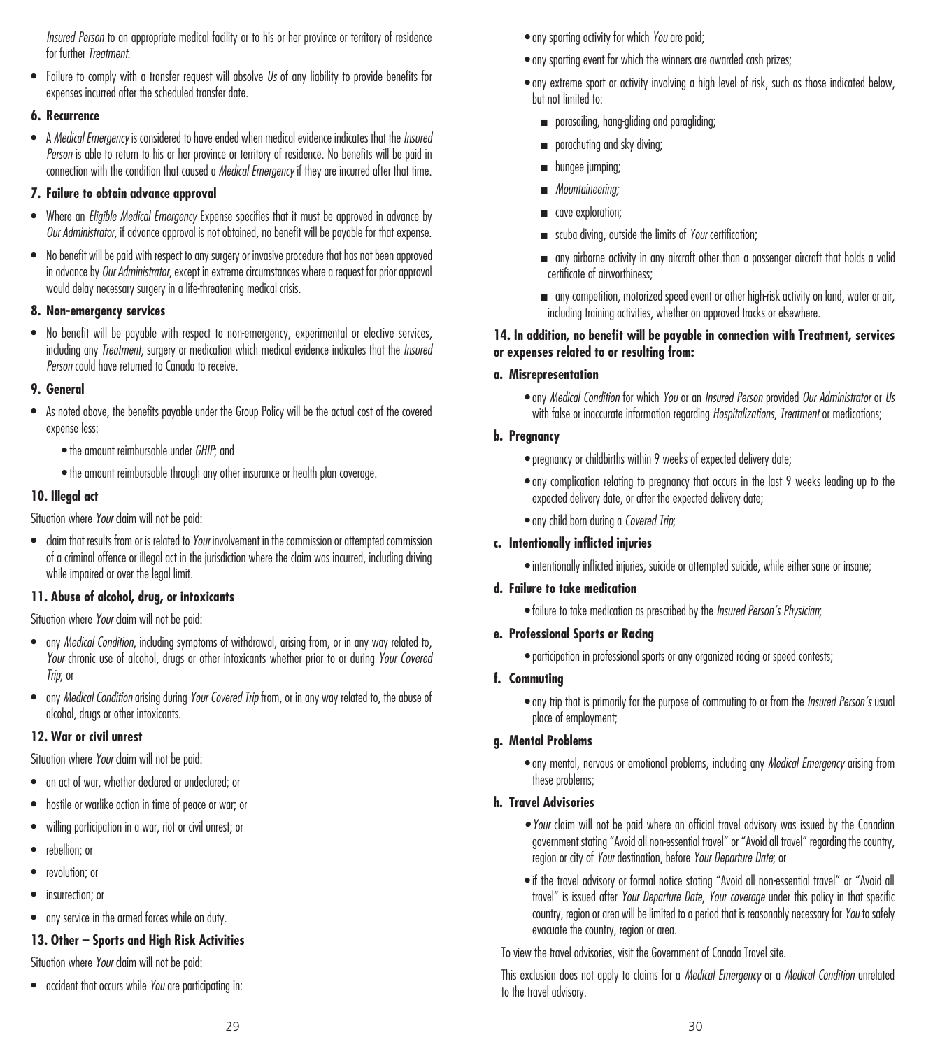*Insured Person* to an appropriate medical facility or to his or her province or territory of residence for further *Treatment*.

- Failure to comply with a transfer request will absolve *Us* of any liability to provide benefits for expenses incurred after the scheduled transfer date.

#### 6. Recurrence

- A *Medical Emergency* is considered to have ended when medical evidence indicates that the *Insured Person* is able to return to his or her province or territory of residence. No benefits will be paid in connection with the condition that caused a *Medical Emergency* if they are incurred after that time.

#### 7. Failure to obtain advance approval

- Where an *Eligible Medical Emergency* Expense specifies that it must be approved in advance by *Our Administrator*, if advance approval is not obtained, no benefit will be payable for that expense.
- No benefit will be paid with respect to any surgery or invasive procedure that has not been approved in advance by *Our Administrator*, except in extreme circumstances where a request for prior approval would delay necessary surgery in a life-threatening medical crisis.

#### 8. Non-emergency services

- No benefit will be payable with respect to non-emergency, experimental or elective services, including any *Treatment*, surgery or medication which medical evidence indicates that the *Insured Person* could have returned to Canada to receive.

#### 9. General

- As noted above, the benefits payable under the Group Policy will be the actual cost of the covered expense less:
  - the amount reimbursable under *GHIP*; and
  - the amount reimbursable through any other insurance or health plan coverage.

#### 10. Illegal act

Situation where *Your* claim will not be paid:

- claim that results from or is related to *Your* involvement in the commission or attempted commission of a criminal offence or illegal act in the jurisdiction where the claim was incurred, including driving while impaired or over the legal limit.

#### 11. Abuse of alcohol, drug, or intoxicants

Situation where *Your* claim will not be paid:

- any *Medical Condition*, including symptoms of withdrawal, arising from, or in any way related to, *Your* chronic use of alcohol, drugs or other intoxicants whether prior to or during *Your Covered Trip*; or
- any *Medical Condition* arising during *Your Covered Trip* from, or in any way related to, the abuse of alcohol, drugs or other intoxicants.

#### 12. War or civil unrest

Situation where *Your* claim will not be paid:

- an act of war, whether declared or undeclared; or
- hostile or warlike action in time of peace or war; or
- willing participation in a war, riot or civil unrest; or
- rebellion; or
- revolution; or
- insurrection; or
- any service in the armed forces while on duty.

#### 13. Other – Sports and High Risk Activities

Situation where *Your* claim will not be paid:

- accident that occurs while *You* are participating in:
  - any sporting activity for which *You* are paid;
  - any sporting event for which the winners are awarded cash prizes;
  - any extreme sport or activity involving a high level of risk, such as those indicated below, but not limited to:
    - parasailing, hang-gliding and paragliding;
    - parachuting and sky diving;
    - bungee jumping;
    - *Mountaineering;*
    - cave exploration;
    - scuba diving, outside the limits of *Your* certification;
    - any airborne activity in any aircraft other than a passenger aircraft that holds a valid certificate of airworthiness;
    - any competition, motorized speed event or other high-risk activity on land, water or air, including training activities, whether on approved tracks or elsewhere.

#### 14. In addition, no benefit will be payable in connection with Treatment, services or expenses related to or resulting from:

**a. Misrepresentation**

- any *Medical Condition* for which *You* or an *Insured Person* provided *Our Administrator* or *Us* with false or inaccurate information regarding *Hospitalizations, Treatment* or medications;

**b. Pregnancy**

- pregnancy or childbirths within 9 weeks of expected delivery date;
- any complication relating to pregnancy that occurs in the last 9 weeks leading up to the expected delivery date, or after the expected delivery date;
- any child born during a *Covered Trip*;

**c. Intentionally inflicted injuries**

- intentionally inflicted injuries, suicide or attempted suicide, while either sane or insane;

**d. Failure to take medication**

- failure to take medication as prescribed by the *Insured Person's Physician*;

**e. Professional Sports or Racing**

- participation in professional sports or any organized racing or speed contests;

**f. Commuting**

- any trip that is primarily for the purpose of commuting to or from the *Insured Person's* usual place of employment;

**g. Mental Problems**

- any mental, nervous or emotional problems, including any *Medical Emergency* arising from these problems;

**h. Travel Advisories**

- *Your* claim will not be paid where an official travel advisory was issued by the Canadian government stating "Avoid all non-essential travel" or "Avoid all travel" regarding the country, region or city of *Your* destination, before *Your Departure Date*; or
- if the travel advisory or formal notice stating "Avoid all non-essential travel" or "Avoid all travel" is issued after *Your Departure Date, Your coverage* under this policy in that specific country, region or area will be limited to a period that is reasonably necessary for *You* to safely evacuate the country, region or area.

To view the travel advisories, visit the Government of Canada Travel site.

This exclusion does not apply to claims for a *Medical Emergency* or a *Medical Condition* unrelated to the travel advisory.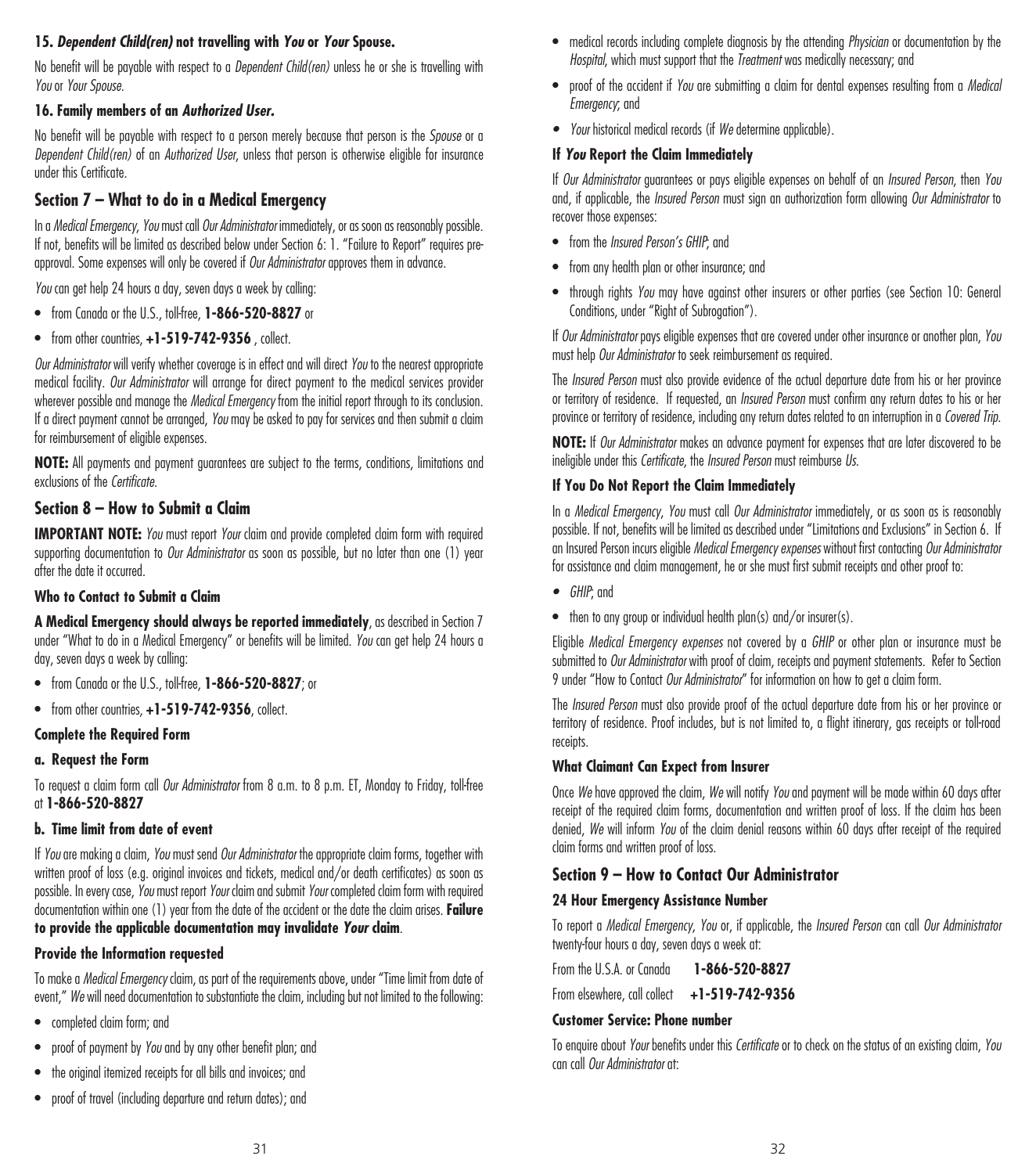### 15. *Dependent Child(ren)* not travelling with *You* or *Your* Spouse.

No benefit will be payable with respect to a *Dependent Child(ren)* unless he or she is travelling with *You* or *Your Spouse*.

### 16. Family members of an *Authorized User*.

No benefit will be payable with respect to a person merely because that person is the *Spouse* or a *Dependent Child(ren)* of an *Authorized User*, unless that person is otherwise eligible for insurance under this Certificate.

## Section 7 – What to do in a Medical Emergency

In a *Medical Emergency*, *You* must call *Our Administrator* immediately, or as soon as reasonably possible. If not, benefits will be limited as described below under Section 6: 1. "Failure to Report" requires pre-approval. Some expenses will only be covered if *Our Administrator* approves them in advance.

*You* can get help 24 hours a day, seven days a week by calling:

- from Canada or the U.S., toll-free, **1-866-520-8827** or
- from other countries, **+1-519-742-9356** , collect.

*Our Administrator* will verify whether coverage is in effect and will direct *You* to the nearest appropriate medical facility. *Our Administrator* will arrange for direct payment to the medical services provider wherever possible and manage the *Medical Emergency* from the initial report through to its conclusion. If a direct payment cannot be arranged, *You* may be asked to pay for services and then submit a claim for reimbursement of eligible expenses.

**NOTE:** All payments and payment guarantees are subject to the terms, conditions, limitations and exclusions of the *Certificate*.

## Section 8 – How to Submit a Claim

**IMPORTANT NOTE:** *You* must report *Your* claim and provide completed claim form with required supporting documentation to *Our Administrator* as soon as possible, but no later than one (1) year after the date it occurred.

### Who to Contact to Submit a Claim

**A Medical Emergency should always be reported immediately**, as described in Section 7 under "What to do in a Medical Emergency" or benefits will be limited. *You* can get help 24 hours a day, seven days a week by calling:

- from Canada or the U.S., toll-free, **1-866-520-8827**; or
- from other countries, **+1-519-742-9356**, collect.

### Complete the Required Form

#### a. Request the Form

To request a claim form call *Our Administrator* from 8 a.m. to 8 p.m. ET, Monday to Friday, toll-free at **1-866-520-8827**

#### b. Time limit from date of event

If *You* are making a claim, *You* must send *Our Administrator* the appropriate claim forms, together with written proof of loss (e.g. original invoices and tickets, medical and/or death certificates) as soon as possible. In every case, *You* must report *Your* claim and submit *Your* completed claim form with required documentation within one (1) year from the date of the accident or the date the claim arises. **Failure to provide the applicable documentation may invalidate *Your* claim**.

### Provide the Information requested

To make a *Medical Emergency* claim, as part of the requirements above, under "Time limit from date of event," *We* will need documentation to substantiate the claim, including but not limited to the following:

- completed claim form; and
- proof of payment by *You* and by any other benefit plan; and
- the original itemized receipts for all bills and invoices; and
- proof of travel (including departure and return dates); and
- medical records including complete diagnosis by the attending *Physician* or documentation by the *Hospital*, which must support that the *Treatment* was medically necessary; and
- proof of the accident if *You* are submitting a claim for dental expenses resulting from a *Medical Emergency*; and
- *Your* historical medical records (if *We* determine applicable).

### If *You* Report the Claim Immediately

If *Our Administrator* guarantees or pays eligible expenses on behalf of an *Insured Person*, then *You* and, if applicable, the *Insured Person* must sign an authorization form allowing *Our Administrator* to recover those expenses:

- from the *Insured Person's GHIP*; and
- from any health plan or other insurance; and
- through rights *You* may have against other insurers or other parties (see Section 10: General Conditions, under "Right of Subrogation").

If *Our Administrator* pays eligible expenses that are covered under other insurance or another plan, *You* must help *Our Administrator* to seek reimbursement as required.

The *Insured Person* must also provide evidence of the actual departure date from his or her province or territory of residence. If requested, an *Insured Person* must confirm any return dates to his or her province or territory of residence, including any return dates related to an interruption in a *Covered Trip*.

**NOTE:** If *Our Administrator* makes an advance payment for expenses that are later discovered to be ineligible under this *Certificate*, the *Insured Person* must reimburse *Us*.

### If You Do Not Report the Claim Immediately

In a *Medical Emergency*, *You* must call *Our Administrator* immediately, or as soon as is reasonably possible. If not, benefits will be limited as described under "Limitations and Exclusions" in Section 6. If an Insured Person incurs eligible *Medical Emergency expenses* without first contacting *Our Administrator* for assistance and claim management, he or she must first submit receipts and other proof to:

- *GHIP*; and
- then to any group or individual health plan(s) and/or insurer(s).

Eligible *Medical Emergency expenses* not covered by a *GHIP* or other plan or insurance must be submitted to *Our Administrator* with proof of claim, receipts and payment statements. Refer to Section 9 under "How to Contact *Our Administrator*" for information on how to get a claim form.

The *Insured Person* must also provide proof of the actual departure date from his or her province or territory of residence. Proof includes, but is not limited to, a flight itinerary, gas receipts or toll-road receipts.

### What Claimant Can Expect from Insurer

Once *We* have approved the claim, *We* will notify *You* and payment will be made within 60 days after receipt of the required claim forms, documentation and written proof of loss. If the claim has been denied, *We* will inform *You* of the claim denial reasons within 60 days after receipt of the required claim forms and written proof of loss.

## Section 9 – How to Contact Our Administrator

### 24 Hour Emergency Assistance Number

To report a *Medical Emergency*, *You* or, if applicable, the *Insured Person* can call *Our Administrator* twenty-four hours a day, seven days a week at:

From the U.S.A. or Canada **1-866-520-8827**

From elsewhere, call collect **+1-519-742-9356**

### Customer Service: Phone number

To enquire about *Your* benefits under this *Certificate* or to check on the status of an existing claim, *You* can call *Our Administrator* at: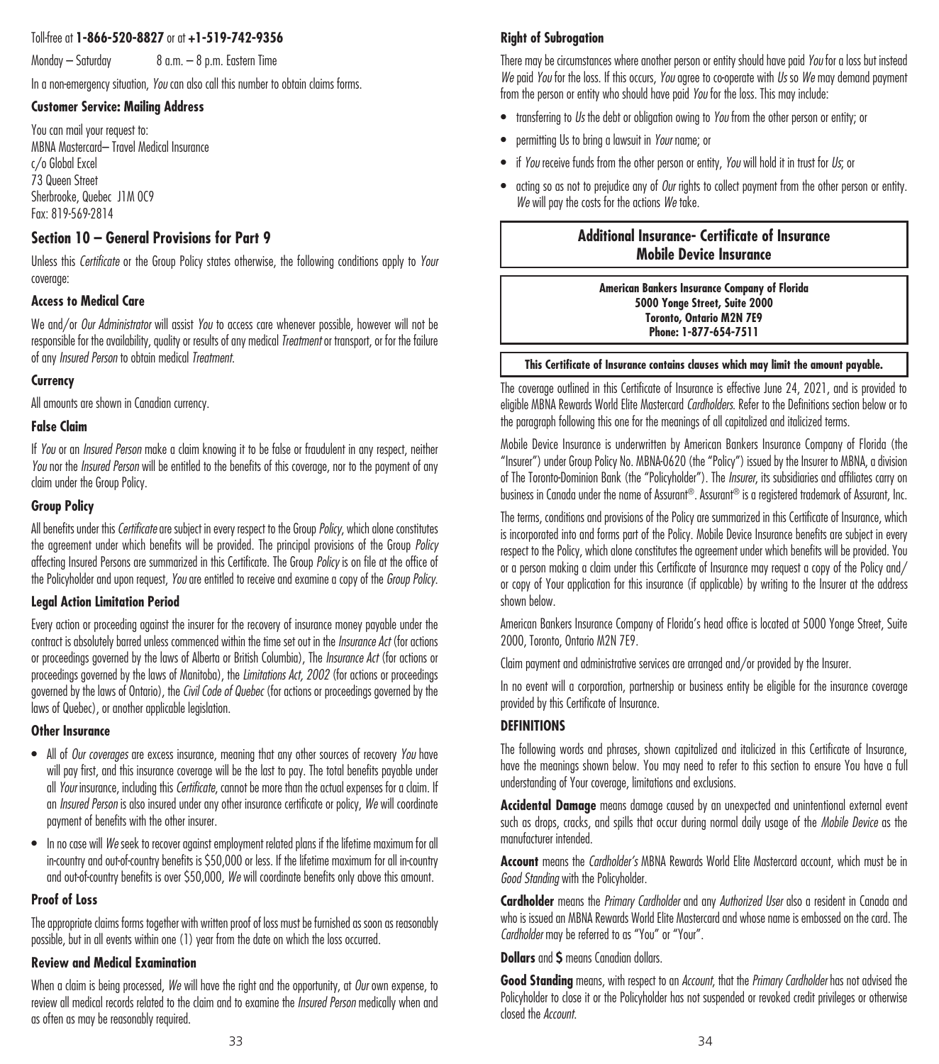Toll-free at **1-866-520-8827** or at **+1-519-742-9356**

Monday – Saturday 8 a.m. – 8 p.m. Eastern Time

In a non-emergency situation, *You* can also call this number to obtain claims forms.

### Customer Service: Mailing Address

You can mail your request to:
MBNA Mastercard– Travel Medical Insurance
c/o Global Excel
73 Queen Street
Sherbrooke, Quebec J1M 0C9
Fax: 819-569-2814

## Section 10 – General Provisions for Part 9

Unless this *Certificate* or the Group Policy states otherwise, the following conditions apply to *Your* coverage:

### Access to Medical Care

We and/or *Our Administrator* will assist *You* to access care whenever possible, however will not be responsible for the availability, quality or results of any medical *Treatment* or transport, or for the failure of any *Insured Person* to obtain medical *Treatment*.

### Currency

All amounts are shown in Canadian currency.

### False Claim

If *You* or an *Insured Person* make a claim knowing it to be false or fraudulent in any respect, neither *You* nor the *Insured Person* will be entitled to the benefits of this coverage, nor to the payment of any claim under the Group Policy.

### Group Policy

All benefits under this *Certificate* are subject in every respect to the Group *Policy*, which alone constitutes the agreement under which benefits will be provided. The principal provisions of the Group *Policy* affecting Insured Persons are summarized in this Certificate. The Group *Policy* is on file at the office of the Policyholder and upon request, *You* are entitled to receive and examine a copy of the *Group Policy*.

### Legal Action Limitation Period

Every action or proceeding against the insurer for the recovery of insurance money payable under the contract is absolutely barred unless commenced within the time set out in the *Insurance Act* (for actions or proceedings governed by the laws of Alberta or British Columbia), The *Insurance Act* (for actions or proceedings governed by the laws of Manitoba), the *Limitations Act, 2002* (for actions or proceedings governed by the laws of Ontario), the *Civil Code of Quebec* (for actions or proceedings governed by the laws of Quebec), or another applicable legislation.

### Other Insurance

- All of *Our coverages* are excess insurance, meaning that any other sources of recovery *You* have will pay first, and this insurance coverage will be the last to pay. The total benefits payable under all *Your* insurance, including this *Certificate*, cannot be more than the actual expenses for a claim. If an *Insured Person* is also insured under any other insurance certificate or policy, *We* will coordinate payment of benefits with the other insurer.
- In no case will *We* seek to recover against employment related plans if the lifetime maximum for all in-country and out-of-country benefits is $50,000 or less. If the lifetime maximum for all in-country and out-of-country benefits is over $50,000, *We* will coordinate benefits only above this amount.

### Proof of Loss

The appropriate claims forms together with written proof of loss must be furnished as soon as reasonably possible, but in all events within one (1) year from the date on which the loss occurred.

### Review and Medical Examination

When a claim is being processed, *We* will have the right and the opportunity, at *Our* own expense, to review all medical records related to the claim and to examine the *Insured Person* medically when and as often as may be reasonably required.

### Right of Subrogation

There may be circumstances where another person or entity should have paid *You* for a loss but instead *We* paid *You* for the loss. If this occurs, *You* agree to co-operate with *Us* so *We* may demand payment from the person or entity who should have paid *You* for the loss. This may include:

- transferring to *Us* the debt or obligation owing to *You* from the other person or entity; or
- permitting Us to bring a lawsuit in *Your* name; or
- if *You* receive funds from the other person or entity, *You* will hold it in trust for *Us*; or
- acting so as not to prejudice any of *Our* rights to collect payment from the other person or entity. *We* will pay the costs for the actions *We* take.

## Additional Insurance- Certificate of Insurance Mobile Device Insurance

**American Bankers Insurance Company of Florida**
**5000 Yonge Street, Suite 2000**
**Toronto, Ontario M2N 7E9**
**Phone: 1-877-654-7511**

**This Certificate of Insurance contains clauses which may limit the amount payable.**

The coverage outlined in this Certificate of Insurance is effective June 24, 2021, and is provided to eligible MBNA Rewards World Elite Mastercard *Cardholders*. Refer to the Definitions section below or to the paragraph following this one for the meanings of all capitalized and italicized terms.

Mobile Device Insurance is underwritten by American Bankers Insurance Company of Florida (the "Insurer") under Group Policy No. MBNA-0620 (the "Policy") issued by the Insurer to MBNA, a division of The Toronto-Dominion Bank (the "Policyholder"). The *Insurer*, its subsidiaries and affiliates carry on business in Canada under the name of Assurant®. Assurant® is a registered trademark of Assurant, Inc.

The terms, conditions and provisions of the Policy are summarized in this Certificate of Insurance, which is incorporated into and forms part of the Policy. Mobile Device Insurance benefits are subject in every respect to the Policy, which alone constitutes the agreement under which benefits will be provided. You or a person making a claim under this Certificate of Insurance may request a copy of the Policy and/or copy of Your application for this insurance (if applicable) by writing to the Insurer at the address shown below.

American Bankers Insurance Company of Florida's head office is located at 5000 Yonge Street, Suite 2000, Toronto, Ontario M2N 7E9.

Claim payment and administrative services are arranged and/or provided by the Insurer.

In no event will a corporation, partnership or business entity be eligible for the insurance coverage provided by this Certificate of Insurance.

### DEFINITIONS

The following words and phrases, shown capitalized and italicized in this Certificate of Insurance, have the meanings shown below. You may need to refer to this section to ensure You have a full understanding of Your coverage, limitations and exclusions.

**Accidental Damage** means damage caused by an unexpected and unintentional external event such as drops, cracks, and spills that occur during normal daily usage of the *Mobile Device* as the manufacturer intended.

**Account** means the *Cardholder's* MBNA Rewards World Elite Mastercard account, which must be in *Good Standing* with the Policyholder.

**Cardholder** means the *Primary Cardholder* and any *Authorized User* also a resident in Canada and who is issued an MBNA Rewards World Elite Mastercard and whose name is embossed on the card. The *Cardholder* may be referred to as "You" or "Your".

**Dollars** and **$** means Canadian dollars.

**Good Standing** means, with respect to an *Account*, that the *Primary Cardholder* has not advised the Policyholder to close it or the Policyholder has not suspended or revoked credit privileges or otherwise closed the *Account*.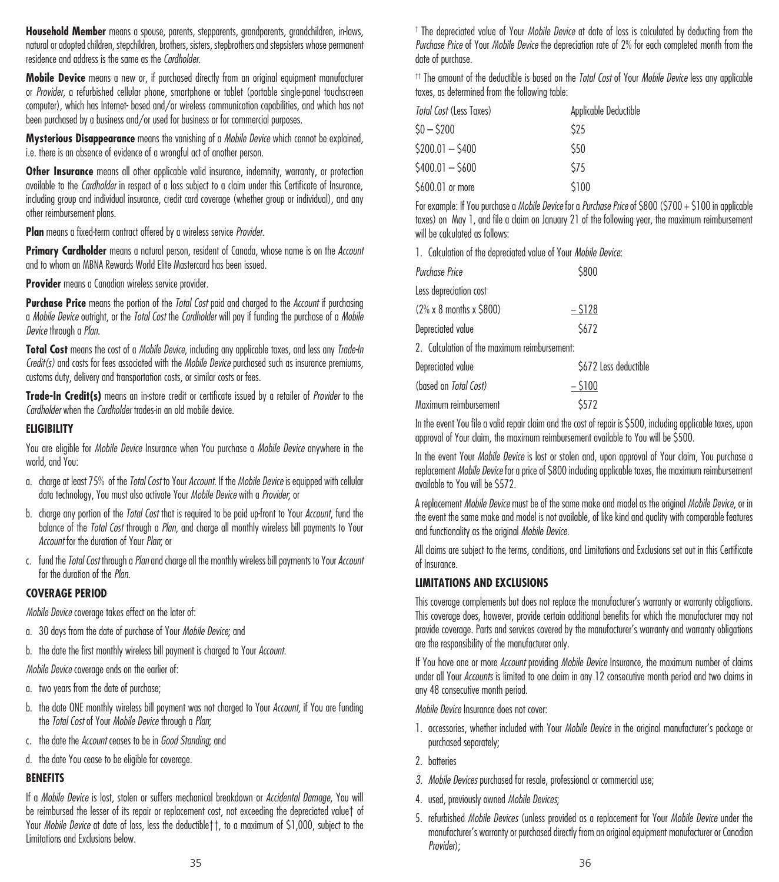**Household Member** means a spouse, parents, stepparents, grandparents, grandchildren, in-laws, natural or adopted children, stepchildren, brothers, sisters, stepbrothers and stepsisters whose permanent residence and address is the same as the *Cardholder*.

**Mobile Device** means a new or, if purchased directly from an original equipment manufacturer or *Provider*, a refurbished cellular phone, smartphone or tablet (portable single-panel touchscreen computer), which has Internet- based and/or wireless communication capabilities, and which has not been purchased by a business and/or used for business or for commercial purposes.

**Mysterious Disappearance** means the vanishing of a *Mobile Device* which cannot be explained, i.e. there is an absence of evidence of a wrongful act of another person.

**Other Insurance** means all other applicable valid insurance, indemnity, warranty, or protection available to the *Cardholder* in respect of a loss subject to a claim under this Certificate of Insurance, including group and individual insurance, credit card coverage (whether group or individual), and any other reimbursement plans.

**Plan** means a fixed-term contract offered by a wireless service *Provider*.

**Primary Cardholder** means a natural person, resident of Canada, whose name is on the *Account* and to whom an MBNA Rewards World Elite Mastercard has been issued.

**Provider** means a Canadian wireless service provider.

**Purchase Price** means the portion of the *Total Cost* paid and charged to the *Account* if purchasing a *Mobile Device* outright, or the *Total Cost* the *Cardholder* will pay if funding the purchase of a *Mobile Device* through a *Plan*.

**Total Cost** means the cost of a *Mobile Device*, including any applicable taxes, and less any *Trade-In Credit(s)* and costs for fees associated with the *Mobile Device* purchased such as insurance premiums, customs duty, delivery and transportation costs, or similar costs or fees.

**Trade-In Credit(s)** means an in-store credit or certificate issued by a retailer of *Provider* to the *Cardholder* when the *Cardholder* trades-in an old mobile device.

## ELIGIBILITY

You are eligible for *Mobile Device* Insurance when You purchase a *Mobile Device* anywhere in the world, and You:

a. charge at least 75% of the *Total Cost* to Your *Account*. If the *Mobile Device* is equipped with cellular data technology, You must also activate Your *Mobile Device* with a *Provider*, or

b. charge any portion of the *Total Cost* that is required to be paid up-front to Your *Account*, fund the balance of the *Total Cost* through a *Plan*, and charge all monthly wireless bill payments to Your *Account* for the duration of Your *Plan*; or

c. fund the *Total Cost* through a *Plan* and charge all the monthly wireless bill payments to Your *Account* for the duration of the *Plan*.

## COVERAGE PERIOD

*Mobile Device* coverage takes effect on the later of:

a. 30 days from the date of purchase of Your *Mobile Device*; and

b. the date the first monthly wireless bill payment is charged to Your *Account*.

*Mobile Device* coverage ends on the earlier of:

a. two years from the date of purchase;

b. the date ONE monthly wireless bill payment was not charged to Your *Account*, if You are funding the *Total Cost* of Your *Mobile Device* through a *Plan*;

c. the date the *Account* ceases to be in *Good Standing*; and

d. the date You cease to be eligible for coverage.

## BENEFITS

If a *Mobile Device* is lost, stolen or suffers mechanical breakdown or *Accidental Damage*, You will be reimbursed the lesser of its repair or replacement cost, not exceeding the depreciated value† of Your *Mobile Device* at date of loss, less the deductible††, to a maximum of $1,000, subject to the Limitations and Exclusions below.

† The depreciated value of Your *Mobile Device* at date of loss is calculated by deducting from the *Purchase Price* of Your *Mobile Device* the depreciation rate of 2% for each completed month from the date of purchase.

†† The amount of the deductible is based on the *Total Cost* of Your *Mobile Device* less any applicable taxes, as determined from the following table:

| *Total Cost* (Less Taxes) | Applicable Deductible |
|---|---|
| $0 – $200 | $25 |
| $200.01 – $400 | $50 |
| $400.01 – $600 | $75 |
| $600.01 or more | $100 |

For example: If You purchase a *Mobile Device* for a *Purchase Price* of $800 ($700 + $100 in applicable taxes) on May 1, and file a claim on January 21 of the following year, the maximum reimbursement will be calculated as follows:

1. Calculation of the depreciated value of Your *Mobile Device*:

| | |
|---|---|
| *Purchase Price* | $800 |
| Less depreciation cost | |
| (2% x 8 months x $800) | – $128 |
| Depreciated value | $672 |

2. Calculation of the maximum reimbursement:

| | |
|---|---|
| Depreciated value | $672 Less deductible |
| (based on *Total Cost*) | – $100 |
| Maximum reimbursement | $572 |

In the event You file a valid repair claim and the cost of repair is $500, including applicable taxes, upon approval of Your claim, the maximum reimbursement available to You will be $500.

In the event Your *Mobile Device* is lost or stolen and, upon approval of Your claim, You purchase a replacement *Mobile Device* for a price of $800 including applicable taxes, the maximum reimbursement available to You will be $572.

A replacement *Mobile Device* must be of the same make and model as the original *Mobile Device*, or in the event the same make and model is not available, of like kind and quality with comparable features and functionality as the original *Mobile Device*.

All claims are subject to the terms, conditions, and Limitations and Exclusions set out in this Certificate of Insurance.

## LIMITATIONS AND EXCLUSIONS

This coverage complements but does not replace the manufacturer's warranty or warranty obligations. This coverage does, however, provide certain additional benefits for which the manufacturer may not provide coverage. Parts and services covered by the manufacturer's warranty and warranty obligations are the responsibility of the manufacturer only.

If You have one or more *Account* providing *Mobile Device* Insurance, the maximum number of claims under all Your *Accounts* is limited to one claim in any 12 consecutive month period and two claims in any 48 consecutive month period.

*Mobile Device* Insurance does not cover:

1. accessories, whether included with Your *Mobile Device* in the original manufacturer's package or purchased separately;
2. batteries
3. *Mobile Devices* purchased for resale, professional or commercial use;
4. used, previously owned *Mobile Devices*;
5. refurbished *Mobile Devices* (unless provided as a replacement for Your *Mobile Device* under the manufacturer's warranty or purchased directly from an original equipment manufacturer or Canadian *Provider*);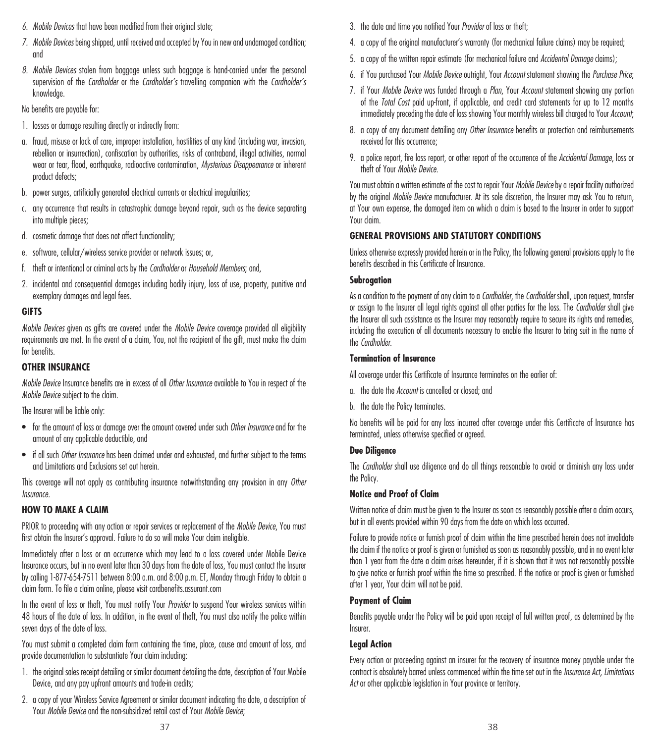6. *Mobile Devices* that have been modified from their original state;
7. *Mobile Devices* being shipped, until received and accepted by You in new and undamaged condition; and
8. *Mobile Devices* stolen from baggage unless such baggage is hand-carried under the personal supervision of the *Cardholder* or the *Cardholder's* travelling companion with the *Cardholder's* knowledge.

No benefits are payable for:

1. losses or damage resulting directly or indirectly from:

a. fraud, misuse or lack of care, improper installation, hostilities of any kind (including war, invasion, rebellion or insurrection), confiscation by authorities, risks of contraband, illegal activities, normal wear or tear, flood, earthquake, radioactive contamination, *Mysterious Disappearance* or inherent product defects;

b. power surges, artificially generated electrical currents or electrical irregularities;

c. any occurrence that results in catastrophic damage beyond repair, such as the device separating into multiple pieces;

d. cosmetic damage that does not affect functionality;

e. software, cellular/wireless service provider or network issues; or,

f. theft or intentional or criminal acts by the *Cardholder* or *Household Members*; and,

2. incidental and consequential damages including bodily injury, loss of use, property, punitive and exemplary damages and legal fees.

### GIFTS

*Mobile Devices* given as gifts are covered under the *Mobile Device* coverage provided all eligibility requirements are met. In the event of a claim, You, not the recipient of the gift, must make the claim for benefits.

### OTHER INSURANCE

*Mobile Device* Insurance benefits are in excess of all *Other Insurance* available to You in respect of the *Mobile Device* subject to the claim.

The Insurer will be liable only:

- for the amount of loss or damage over the amount covered under such *Other Insurance* and for the amount of any applicable deductible, and
- if all such *Other Insurance* has been claimed under and exhausted, and further subject to the terms and Limitations and Exclusions set out herein.

This coverage will not apply as contributing insurance notwithstanding any provision in any *Other Insurance*.

### HOW TO MAKE A CLAIM

PRIOR to proceeding with any action or repair services or replacement of the *Mobile Device*, You must first obtain the Insurer's approval. Failure to do so will make Your claim ineligible.

Immediately after a loss or an occurrence which may lead to a loss covered under Mobile Device Insurance occurs, but in no event later than 30 days from the date of loss, You must contact the Insurer by calling 1-877-654-7511 between 8:00 a.m. and 8:00 p.m. ET, Monday through Friday to obtain a claim form. To file a claim online, please visit cardbenefits.assurant.com

In the event of loss or theft, You must notify Your *Provider* to suspend Your wireless services within 48 hours of the date of loss. In addition, in the event of theft, You must also notify the police within seven days of the date of loss.

You must submit a completed claim form containing the time, place, cause and amount of loss, and provide documentation to substantiate Your claim including:

1. the original sales receipt detailing or similar document detailing the date, description of Your Mobile Device, and any pay upfront amounts and trade-in credits;
2. a copy of your Wireless Service Agreement or similar document indicating the date, a description of Your *Mobile Device* and the non-subsidized retail cost of Your *Mobile Device*;
3. the date and time you notified Your *Provider* of loss or theft;
4. a copy of the original manufacturer's warranty (for mechanical failure claims) may be required;
5. a copy of the written repair estimate (for mechanical failure and *Accidental Damage* claims);
6. if You purchased Your *Mobile Device* outright, Your *Account* statement showing the *Purchase Price*;
7. if Your *Mobile Device* was funded through a *Plan*, Your *Account* statement showing any portion of the *Total Cost* paid up-front, if applicable, and credit card statements for up to 12 months immediately preceding the date of loss showing Your monthly wireless bill charged to Your *Account*;
8. a copy of any document detailing any *Other Insurance* benefits or protection and reimbursements received for this occurrence;
9. a police report, fire loss report, or other report of the occurrence of the *Accidental Damage*, loss or theft of Your *Mobile Device*.

You must obtain a written estimate of the cost to repair Your *Mobile Device* by a repair facility authorized by the original *Mobile Device* manufacturer. At its sole discretion, the Insurer may ask You to return, at Your own expense, the damaged item on which a claim is based to the Insurer in order to support Your claim.

### GENERAL PROVISIONS AND STATUTORY CONDITIONS

Unless otherwise expressly provided herein or in the Policy, the following general provisions apply to the benefits described in this Certificate of Insurance.

#### Subrogation

As a condition to the payment of any claim to a *Cardholder*, the *Cardholder* shall, upon request, transfer or assign to the Insurer all legal rights against all other parties for the loss. The *Cardholder* shall give the Insurer all such assistance as the Insurer may reasonably require to secure its rights and remedies, including the execution of all documents necessary to enable the Insurer to bring suit in the name of the *Cardholder*.

#### Termination of Insurance

All coverage under this Certificate of Insurance terminates on the earlier of:

a. the date the *Account* is cancelled or closed; and

b. the date the Policy terminates.

No benefits will be paid for any loss incurred after coverage under this Certificate of Insurance has terminated, unless otherwise specified or agreed.

#### Due Diligence

The *Cardholder* shall use diligence and do all things reasonable to avoid or diminish any loss under the Policy.

#### Notice and Proof of Claim

Written notice of claim must be given to the Insurer as soon as reasonably possible after a claim occurs, but in all events provided within 90 days from the date on which loss occurred.

Failure to provide notice or furnish proof of claim within the time prescribed herein does not invalidate the claim if the notice or proof is given or furnished as soon as reasonably possible, and in no event later than 1 year from the date a claim arises hereunder, if it is shown that it was not reasonably possible to give notice or furnish proof within the time so prescribed. If the notice or proof is given or furnished after 1 year, Your claim will not be paid.

#### Payment of Claim

Benefits payable under the Policy will be paid upon receipt of full written proof, as determined by the Insurer.

#### Legal Action

Every action or proceeding against an insurer for the recovery of insurance money payable under the contract is absolutely barred unless commenced within the time set out in the *Insurance Act, Limitations Act* or other applicable legislation in Your province or territory.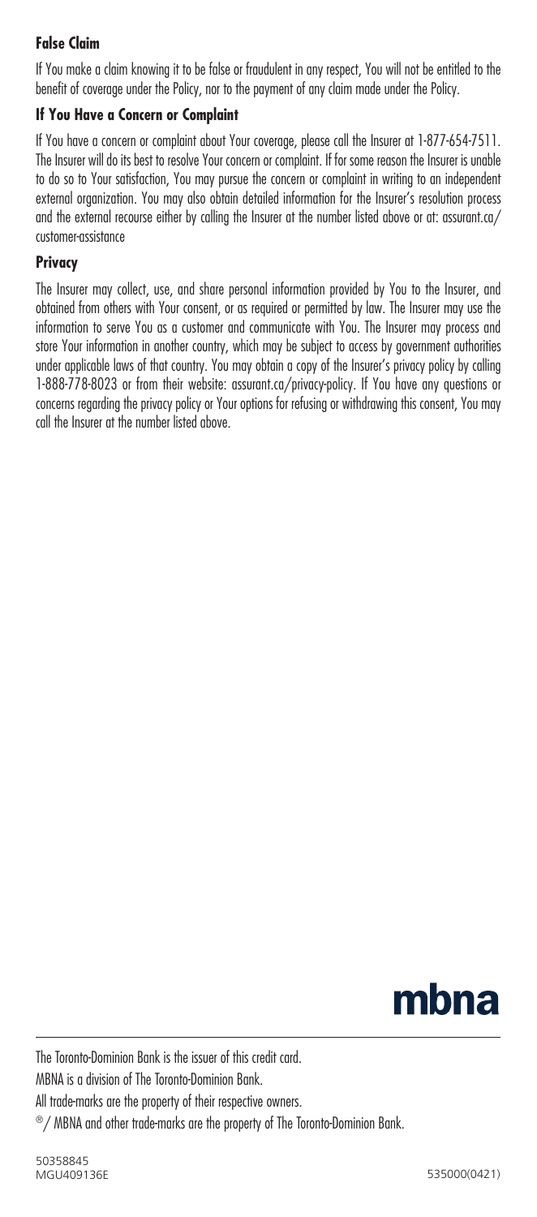### False Claim

If You make a claim knowing it to be false or fraudulent in any respect, You will not be entitled to the benefit of coverage under the Policy, nor to the payment of any claim made under the Policy.

### If You Have a Concern or Complaint

If You have a concern or complaint about Your coverage, please call the Insurer at 1-877-654-7511. The Insurer will do its best to resolve Your concern or complaint. If for some reason the Insurer is unable to do so to Your satisfaction, You may pursue the concern or complaint in writing to an independent external organization. You may also obtain detailed information for the Insurer's resolution process and the external recourse either by calling the Insurer at the number listed above or at: assurant.ca/customer-assistance

### Privacy

The Insurer may collect, use, and share personal information provided by You to the Insurer, and obtained from others with Your consent, or as required or permitted by law. The Insurer may use the information to serve You as a customer and communicate with You. The Insurer may process and store Your information in another country, which may be subject to access by government authorities under applicable laws of that country. You may obtain a copy of the Insurer's privacy policy by calling 1-888-778-8023 or from their website: assurant.ca/privacy-policy. If You have any questions or concerns regarding the privacy policy or Your options for refusing or withdrawing this consent, You may call the Insurer at the number listed above.

mbna

The Toronto-Dominion Bank is the issuer of this credit card.

MBNA is a division of The Toronto-Dominion Bank.

All trade-marks are the property of their respective owners.

®/ MBNA and other trade-marks are the property of The Toronto-Dominion Bank.

50358845
MGU409136E

535000(0421)